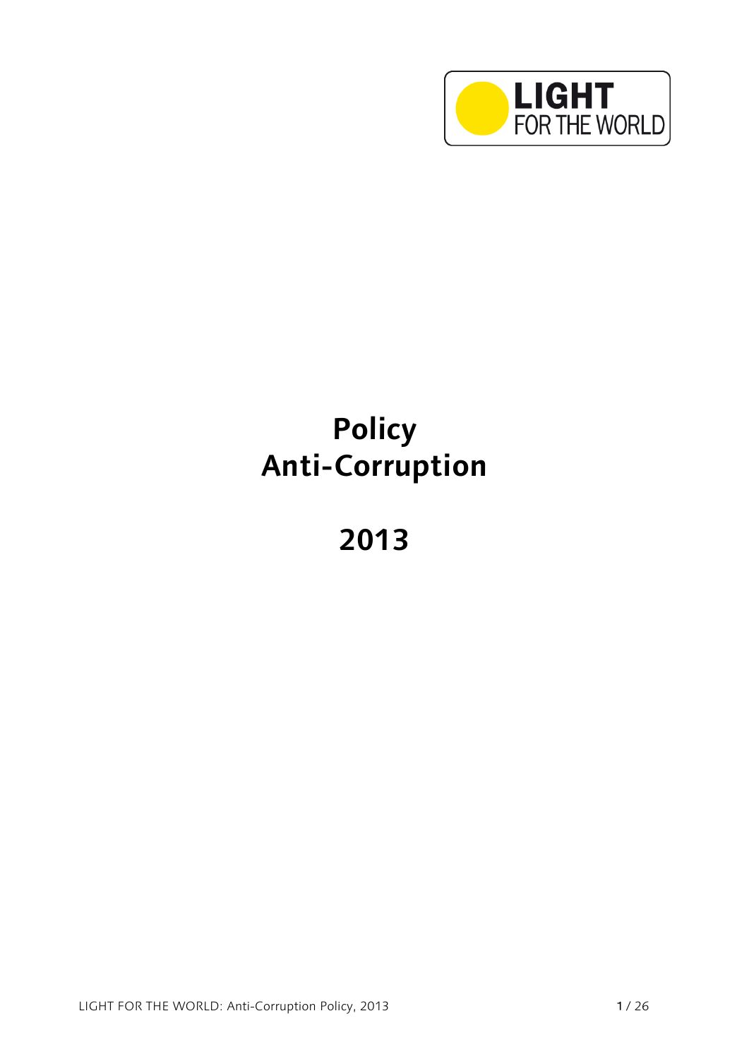LIGHT FOR THE WORLD

# Policy Anti-Corruption

# 2013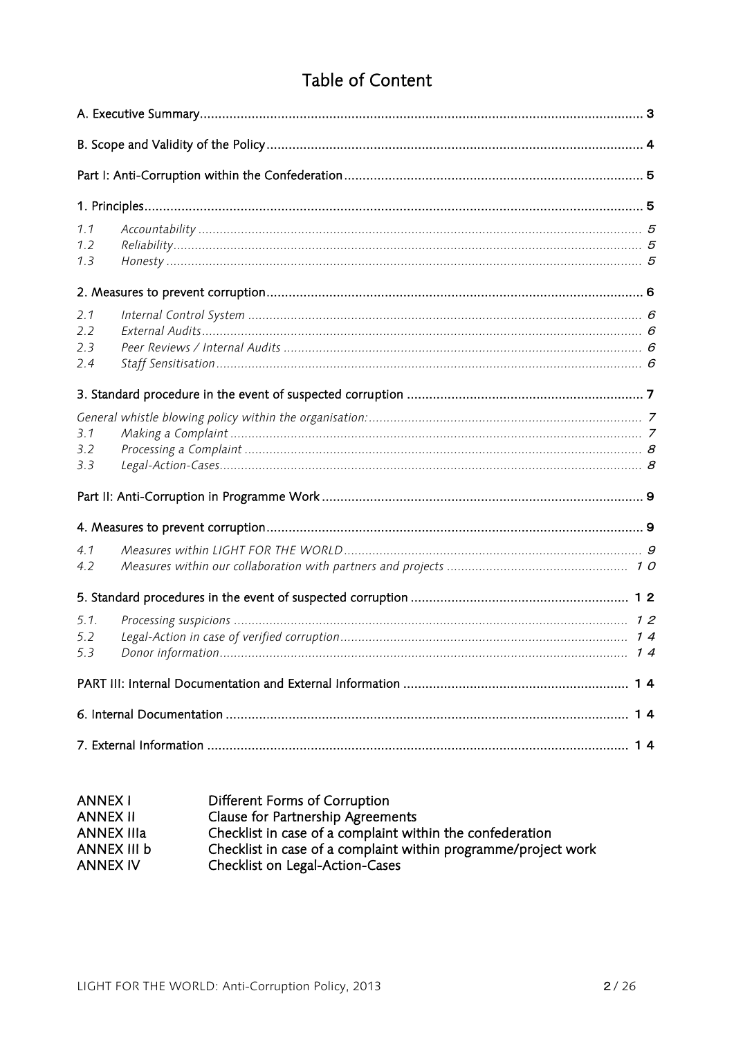# Table of Content

A. Executive Summary ..... 3

B. Scope and Validity of the Policy ..... 4

Part I: Anti-Corruption within the Confederation ..... 5

1. Principles ..... 5

*1.1 Accountability ..... 5*
*1.2 Reliability ..... 5*
*1.3 Honesty ..... 5*

2. Measures to prevent corruption ..... 6

*2.1 Internal Control System ..... 6*
*2.2 External Audits ..... 6*
*2.3 Peer Reviews / Internal Audits ..... 6*
*2.4 Staff Sensitisation ..... 6*

3. Standard procedure in the event of suspected corruption ..... 7

*General whistle blowing policy within the organisation: ..... 7*
*3.1 Making a Complaint ..... 7*
*3.2 Processing a Complaint ..... 8*
*3.3 Legal-Action-Cases ..... 8*

Part II: Anti-Corruption in Programme Work ..... 9

4. Measures to prevent corruption ..... 9

*4.1 Measures within LIGHT FOR THE WORLD ..... 9*
*4.2 Measures within our collaboration with partners and projects ..... 10*

5. Standard procedures in the event of suspected corruption ..... 12

*5.1. Processing suspicions ..... 12*
*5.2 Legal-Action in case of verified corruption ..... 14*
*5.3 Donor information ..... 14*

PART III: Internal Documentation and External Information ..... 14

6. Internal Documentation ..... 14

7. External Information ..... 14

| | |
|---|---|
| ANNEX I | Different Forms of Corruption |
| ANNEX II | Clause for Partnership Agreements |
| ANNEX IIIa | Checklist in case of a complaint within the confederation |
| ANNEX III b | Checklist in case of a complaint within programme/project work |
| ANNEX IV | Checklist on Legal-Action-Cases |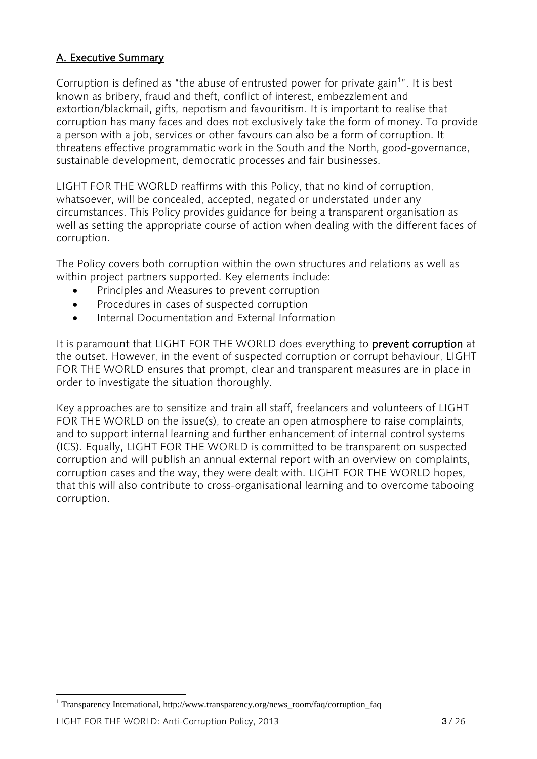## A. Executive Summary

Corruption is defined as "the abuse of entrusted power for private gain[1]". It is best known as bribery, fraud and theft, conflict of interest, embezzlement and extortion/blackmail, gifts, nepotism and favouritism. It is important to realise that corruption has many faces and does not exclusively take the form of money. To provide a person with a job, services or other favours can also be a form of corruption. It threatens effective programmatic work in the South and the North, good-governance, sustainable development, democratic processes and fair businesses.

LIGHT FOR THE WORLD reaffirms with this Policy, that no kind of corruption, whatsoever, will be concealed, accepted, negated or understated under any circumstances. This Policy provides guidance for being a transparent organisation as well as setting the appropriate course of action when dealing with the different faces of corruption.

The Policy covers both corruption within the own structures and relations as well as within project partners supported. Key elements include:

- Principles and Measures to prevent corruption
- Procedures in cases of suspected corruption
- Internal Documentation and External Information

It is paramount that LIGHT FOR THE WORLD does everything to **prevent corruption** at the outset. However, in the event of suspected corruption or corrupt behaviour, LIGHT FOR THE WORLD ensures that prompt, clear and transparent measures are in place in order to investigate the situation thoroughly.

Key approaches are to sensitize and train all staff, freelancers and volunteers of LIGHT FOR THE WORLD on the issue(s), to create an open atmosphere to raise complaints, and to support internal learning and further enhancement of internal control systems (ICS). Equally, LIGHT FOR THE WORLD is committed to be transparent on suspected corruption and will publish an annual external report with an overview on complaints, corruption cases and the way, they were dealt with. LIGHT FOR THE WORLD hopes, that this will also contribute to cross-organisational learning and to overcome tabooing corruption.

[1] Transparency International, http://www.transparency.org/news_room/faq/corruption_faq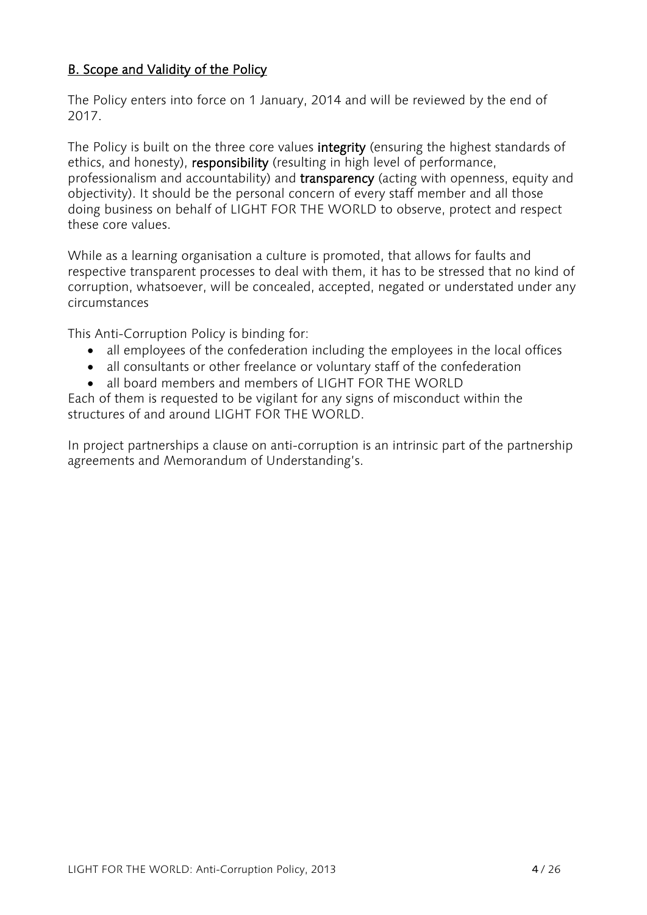## B. Scope and Validity of the Policy

The Policy enters into force on 1 January, 2014 and will be reviewed by the end of 2017.

The Policy is built on the three core values **integrity** (ensuring the highest standards of ethics, and honesty), **responsibility** (resulting in high level of performance, professionalism and accountability) and **transparency** (acting with openness, equity and objectivity). It should be the personal concern of every staff member and all those doing business on behalf of LIGHT FOR THE WORLD to observe, protect and respect these core values.

While as a learning organisation a culture is promoted, that allows for faults and respective transparent processes to deal with them, it has to be stressed that no kind of corruption, whatsoever, will be concealed, accepted, negated or understated under any circumstances

This Anti-Corruption Policy is binding for:

- all employees of the confederation including the employees in the local offices
- all consultants or other freelance or voluntary staff of the confederation
- all board members and members of LIGHT FOR THE WORLD

Each of them is requested to be vigilant for any signs of misconduct within the structures of and around LIGHT FOR THE WORLD.

In project partnerships a clause on anti-corruption is an intrinsic part of the partnership agreements and Memorandum of Understanding's.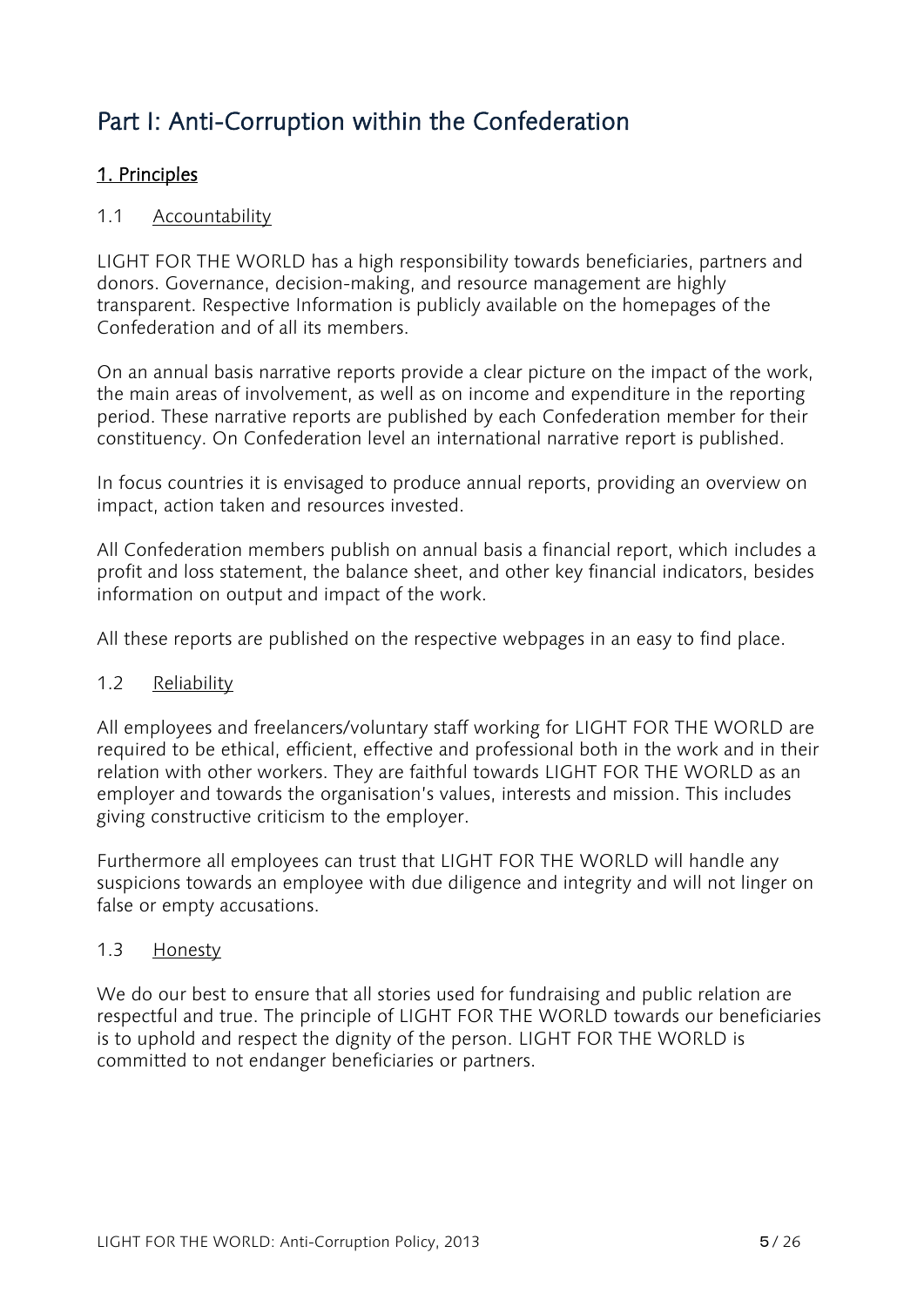# Part I: Anti-Corruption within the Confederation

## 1. Principles

### 1.1 Accountability

LIGHT FOR THE WORLD has a high responsibility towards beneficiaries, partners and donors. Governance, decision-making, and resource management are highly transparent. Respective Information is publicly available on the homepages of the Confederation and of all its members.

On an annual basis narrative reports provide a clear picture on the impact of the work, the main areas of involvement, as well as on income and expenditure in the reporting period. These narrative reports are published by each Confederation member for their constituency. On Confederation level an international narrative report is published.

In focus countries it is envisaged to produce annual reports, providing an overview on impact, action taken and resources invested.

All Confederation members publish on annual basis a financial report, which includes a profit and loss statement, the balance sheet, and other key financial indicators, besides information on output and impact of the work.

All these reports are published on the respective webpages in an easy to find place.

### 1.2 Reliability

All employees and freelancers/voluntary staff working for LIGHT FOR THE WORLD are required to be ethical, efficient, effective and professional both in the work and in their relation with other workers. They are faithful towards LIGHT FOR THE WORLD as an employer and towards the organisation's values, interests and mission. This includes giving constructive criticism to the employer.

Furthermore all employees can trust that LIGHT FOR THE WORLD will handle any suspicions towards an employee with due diligence and integrity and will not linger on false or empty accusations.

### 1.3 Honesty

We do our best to ensure that all stories used for fundraising and public relation are respectful and true. The principle of LIGHT FOR THE WORLD towards our beneficiaries is to uphold and respect the dignity of the person. LIGHT FOR THE WORLD is committed to not endanger beneficiaries or partners.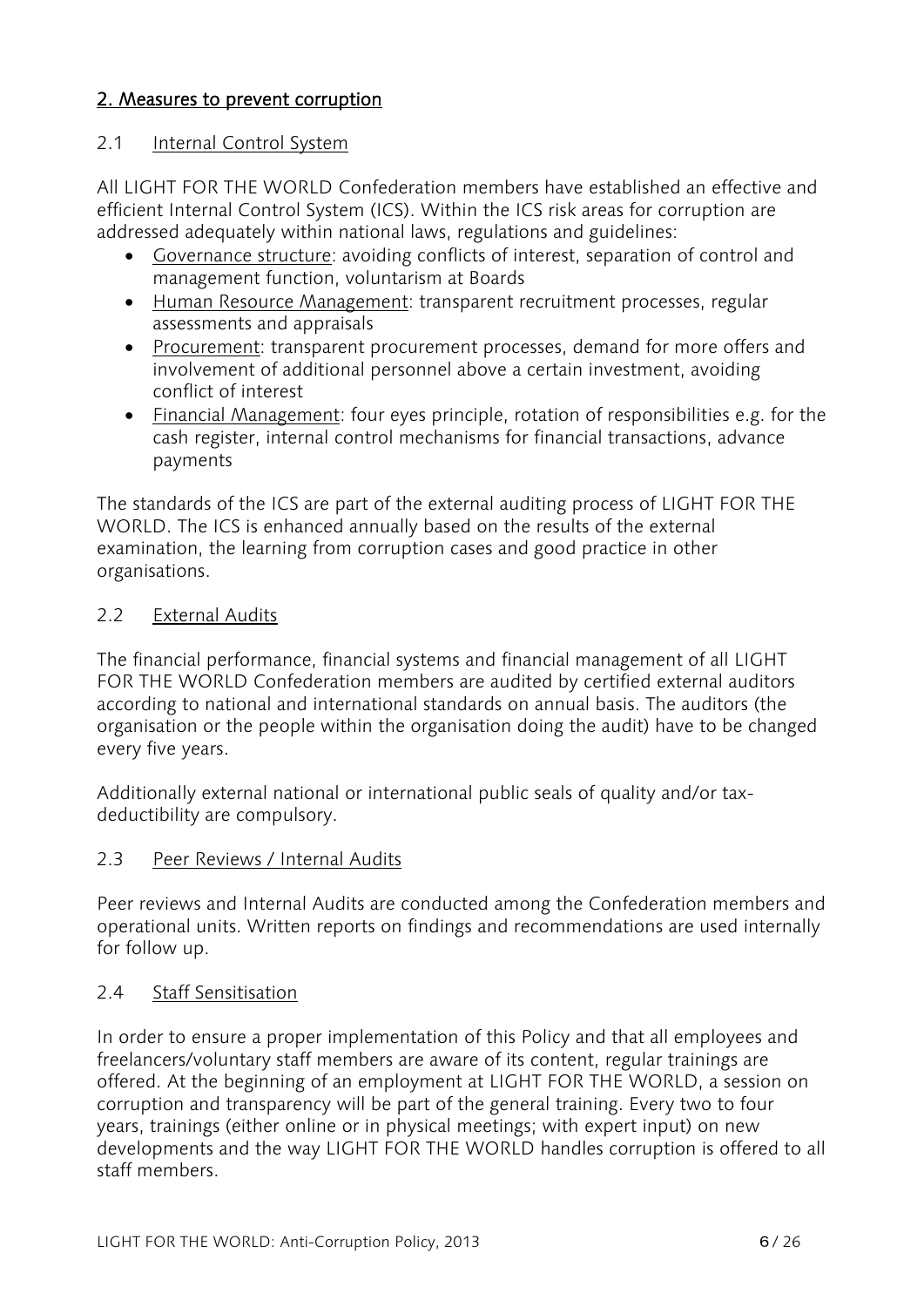## 2. Measures to prevent corruption

### 2.1 Internal Control System

All LIGHT FOR THE WORLD Confederation members have established an effective and efficient Internal Control System (ICS). Within the ICS risk areas for corruption are addressed adequately within national laws, regulations and guidelines:

- Governance structure: avoiding conflicts of interest, separation of control and management function, voluntarism at Boards
- Human Resource Management: transparent recruitment processes, regular assessments and appraisals
- Procurement: transparent procurement processes, demand for more offers and involvement of additional personnel above a certain investment, avoiding conflict of interest
- Financial Management: four eyes principle, rotation of responsibilities e.g. for the cash register, internal control mechanisms for financial transactions, advance payments

The standards of the ICS are part of the external auditing process of LIGHT FOR THE WORLD. The ICS is enhanced annually based on the results of the external examination, the learning from corruption cases and good practice in other organisations.

### 2.2 External Audits

The financial performance, financial systems and financial management of all LIGHT FOR THE WORLD Confederation members are audited by certified external auditors according to national and international standards on annual basis. The auditors (the organisation or the people within the organisation doing the audit) have to be changed every five years.

Additionally external national or international public seals of quality and/or tax-deductibility are compulsory.

### 2.3 Peer Reviews / Internal Audits

Peer reviews and Internal Audits are conducted among the Confederation members and operational units. Written reports on findings and recommendations are used internally for follow up.

### 2.4 Staff Sensitisation

In order to ensure a proper implementation of this Policy and that all employees and freelancers/voluntary staff members are aware of its content, regular trainings are offered. At the beginning of an employment at LIGHT FOR THE WORLD, a session on corruption and transparency will be part of the general training. Every two to four years, trainings (either online or in physical meetings; with expert input) on new developments and the way LIGHT FOR THE WORLD handles corruption is offered to all staff members.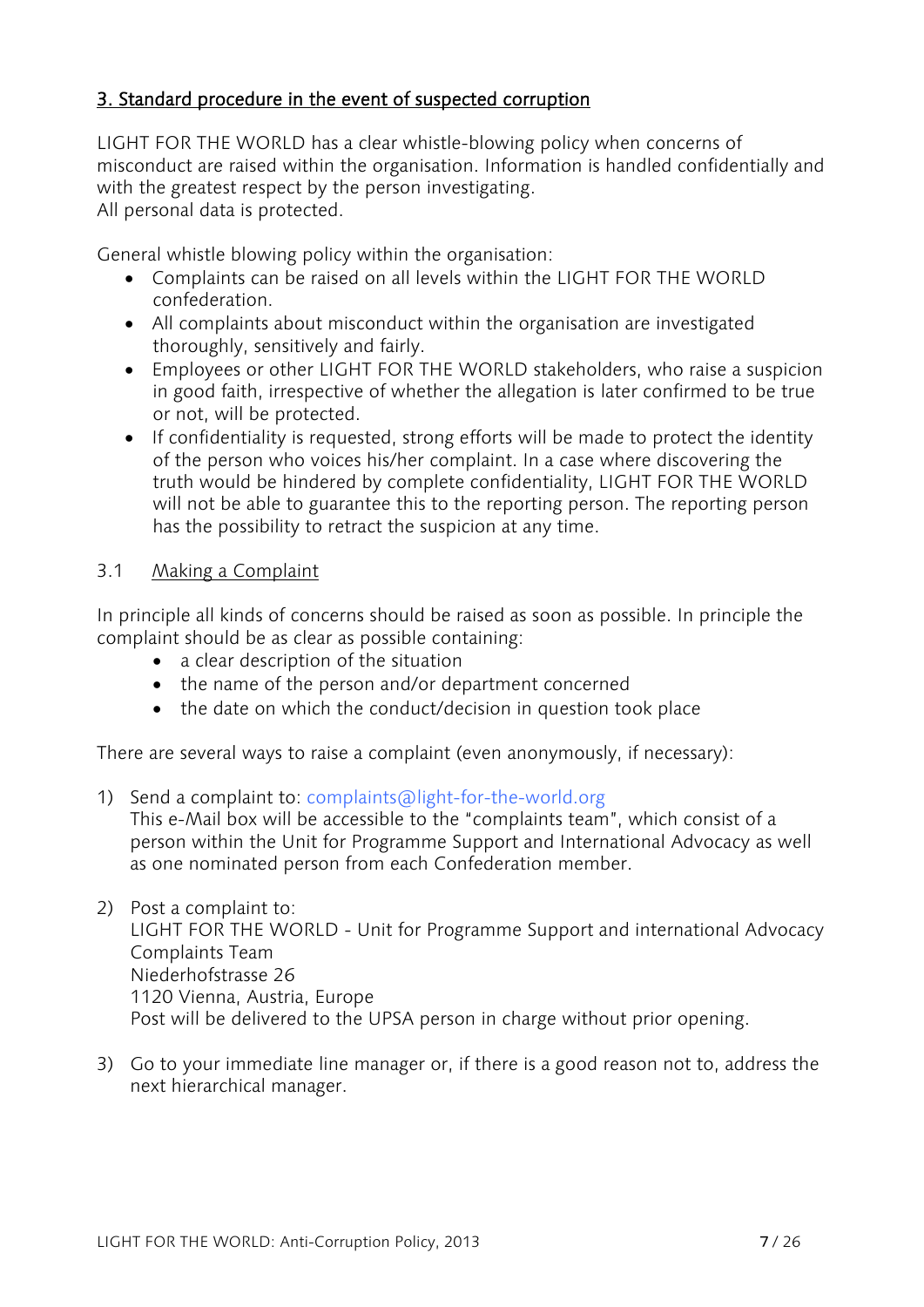## 3. Standard procedure in the event of suspected corruption

LIGHT FOR THE WORLD has a clear whistle-blowing policy when concerns of misconduct are raised within the organisation. Information is handled confidentially and with the greatest respect by the person investigating.
All personal data is protected.

General whistle blowing policy within the organisation:

- Complaints can be raised on all levels within the LIGHT FOR THE WORLD confederation.
- All complaints about misconduct within the organisation are investigated thoroughly, sensitively and fairly.
- Employees or other LIGHT FOR THE WORLD stakeholders, who raise a suspicion in good faith, irrespective of whether the allegation is later confirmed to be true or not, will be protected.
- If confidentiality is requested, strong efforts will be made to protect the identity of the person who voices his/her complaint. In a case where discovering the truth would be hindered by complete confidentiality, LIGHT FOR THE WORLD will not be able to guarantee this to the reporting person. The reporting person has the possibility to retract the suspicion at any time.

### 3.1 Making a Complaint

In principle all kinds of concerns should be raised as soon as possible. In principle the complaint should be as clear as possible containing:

- a clear description of the situation
- the name of the person and/or department concerned
- the date on which the conduct/decision in question took place

There are several ways to raise a complaint (even anonymously, if necessary):

1) Send a complaint to: complaints@light-for-the-world.org
   This e-Mail box will be accessible to the "complaints team", which consist of a person within the Unit for Programme Support and International Advocacy as well as one nominated person from each Confederation member.

2) Post a complaint to:
   LIGHT FOR THE WORLD - Unit for Programme Support and international Advocacy
   Complaints Team
   Niederhofstrasse 26
   1120 Vienna, Austria, Europe
   Post will be delivered to the UPSA person in charge without prior opening.

3) Go to your immediate line manager or, if there is a good reason not to, address the next hierarchical manager.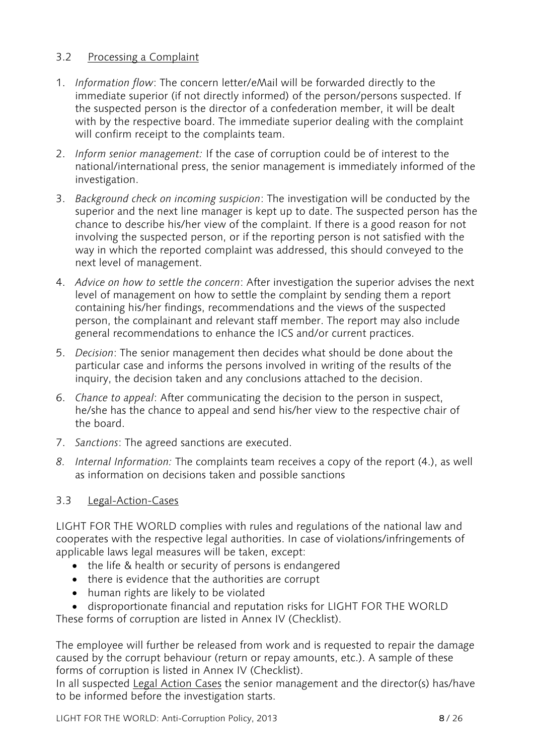### 3.2 Processing a Complaint

1. *Information flow*: The concern letter/eMail will be forwarded directly to the immediate superior (if not directly informed) of the person/persons suspected. If the suspected person is the director of a confederation member, it will be dealt with by the respective board. The immediate superior dealing with the complaint will confirm receipt to the complaints team.
2. *Inform senior management:* If the case of corruption could be of interest to the national/international press, the senior management is immediately informed of the investigation.
3. *Background check on incoming suspicion*: The investigation will be conducted by the superior and the next line manager is kept up to date. The suspected person has the chance to describe his/her view of the complaint. If there is a good reason for not involving the suspected person, or if the reporting person is not satisfied with the way in which the reported complaint was addressed, this should conveyed to the next level of management.
4. *Advice on how to settle the concern*: After investigation the superior advises the next level of management on how to settle the complaint by sending them a report containing his/her findings, recommendations and the views of the suspected person, the complainant and relevant staff member. The report may also include general recommendations to enhance the ICS and/or current practices.
5. *Decision*: The senior management then decides what should be done about the particular case and informs the persons involved in writing of the results of the inquiry, the decision taken and any conclusions attached to the decision.
6. *Chance to appeal*: After communicating the decision to the person in suspect, he/she has the chance to appeal and send his/her view to the respective chair of the board.
7. *Sanctions*: The agreed sanctions are executed.
8. *Internal Information:* The complaints team receives a copy of the report (4.), as well as information on decisions taken and possible sanctions

### 3.3 Legal-Action-Cases

LIGHT FOR THE WORLD complies with rules and regulations of the national law and cooperates with the respective legal authorities. In case of violations/infringements of applicable laws legal measures will be taken, except:

- the life & health or security of persons is endangered
- there is evidence that the authorities are corrupt
- human rights are likely to be violated
- disproportionate financial and reputation risks for LIGHT FOR THE WORLD

These forms of corruption are listed in Annex IV (Checklist).

The employee will further be released from work and is requested to repair the damage caused by the corrupt behaviour (return or repay amounts, etc.). A sample of these forms of corruption is listed in Annex IV (Checklist).
In all suspected Legal Action Cases the senior management and the director(s) has/have to be informed before the investigation starts.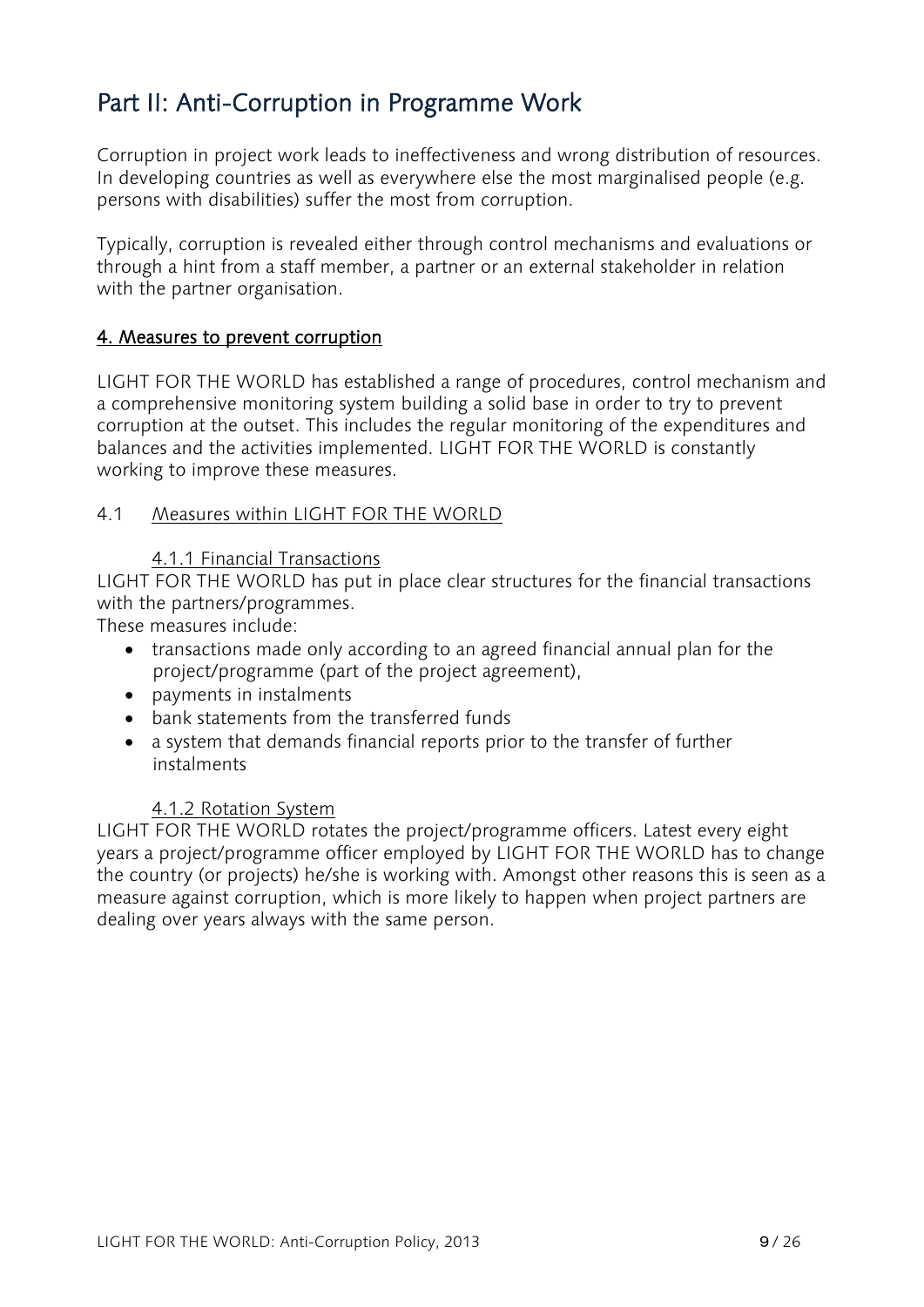# Part II: Anti-Corruption in Programme Work

Corruption in project work leads to ineffectiveness and wrong distribution of resources. In developing countries as well as everywhere else the most marginalised people (e.g. persons with disabilities) suffer the most from corruption.

Typically, corruption is revealed either through control mechanisms and evaluations or through a hint from a staff member, a partner or an external stakeholder in relation with the partner organisation.

## 4. Measures to prevent corruption

LIGHT FOR THE WORLD has established a range of procedures, control mechanism and a comprehensive monitoring system building a solid base in order to try to prevent corruption at the outset. This includes the regular monitoring of the expenditures and balances and the activities implemented. LIGHT FOR THE WORLD is constantly working to improve these measures.

### 4.1 Measures within LIGHT FOR THE WORLD

#### 4.1.1 Financial Transactions

LIGHT FOR THE WORLD has put in place clear structures for the financial transactions with the partners/programmes.

These measures include:

- transactions made only according to an agreed financial annual plan for the project/programme (part of the project agreement),
- payments in instalments
- bank statements from the transferred funds
- a system that demands financial reports prior to the transfer of further instalments

#### 4.1.2 Rotation System

LIGHT FOR THE WORLD rotates the project/programme officers. Latest every eight years a project/programme officer employed by LIGHT FOR THE WORLD has to change the country (or projects) he/she is working with. Amongst other reasons this is seen as a measure against corruption, which is more likely to happen when project partners are dealing over years always with the same person.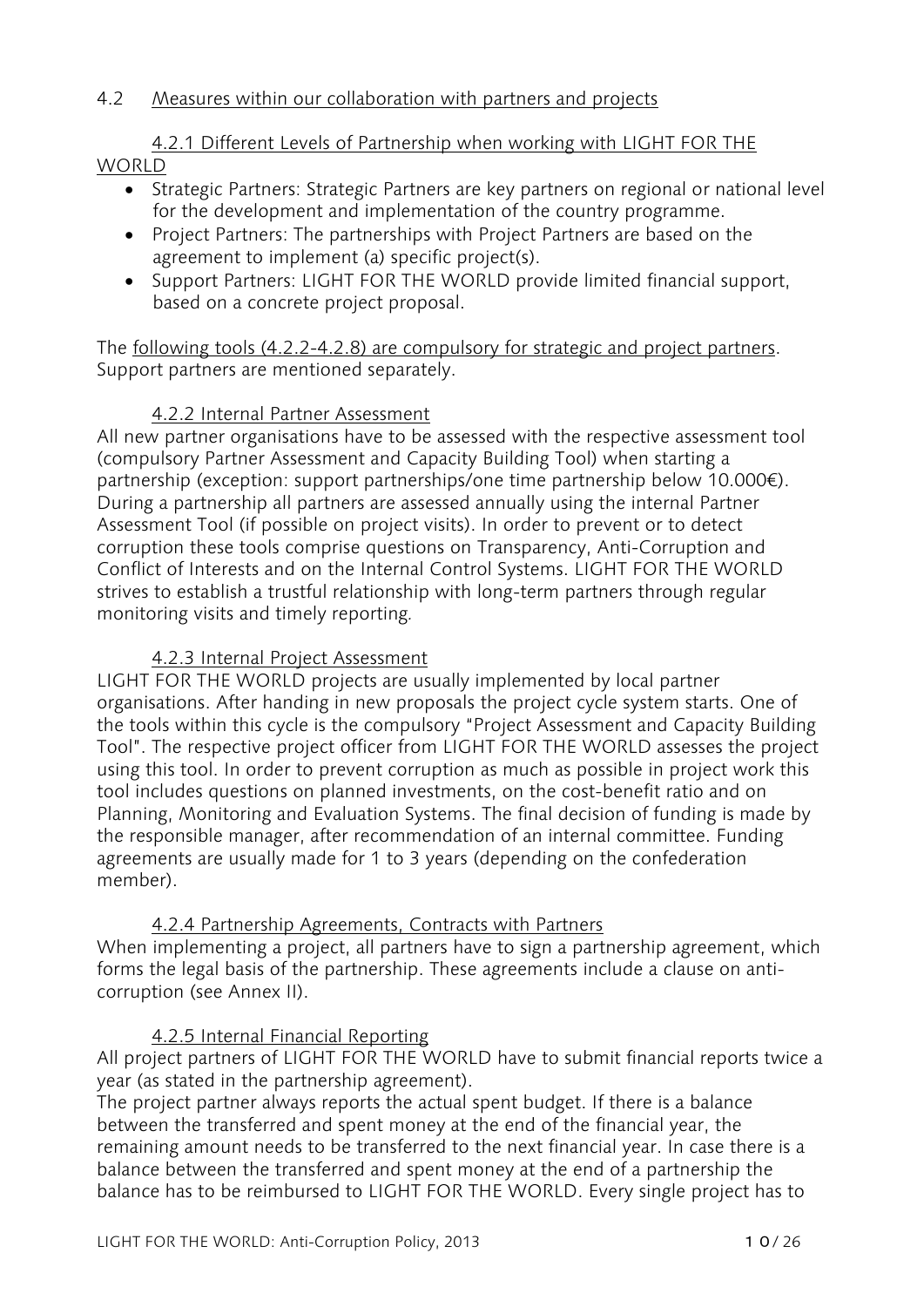### 4.2 Measures within our collaboration with partners and projects

#### 4.2.1 Different Levels of Partnership when working with LIGHT FOR THE WORLD

- Strategic Partners: Strategic Partners are key partners on regional or national level for the development and implementation of the country programme.
- Project Partners: The partnerships with Project Partners are based on the agreement to implement (a) specific project(s).
- Support Partners: LIGHT FOR THE WORLD provide limited financial support, based on a concrete project proposal.

The following tools (4.2.2-4.2.8) are compulsory for strategic and project partners. Support partners are mentioned separately.

#### 4.2.2 Internal Partner Assessment

All new partner organisations have to be assessed with the respective assessment tool (compulsory Partner Assessment and Capacity Building Tool) when starting a partnership (exception: support partnerships/one time partnership below 10.000€). During a partnership all partners are assessed annually using the internal Partner Assessment Tool (if possible on project visits). In order to prevent or to detect corruption these tools comprise questions on Transparency, Anti-Corruption and Conflict of Interests and on the Internal Control Systems. LIGHT FOR THE WORLD strives to establish a trustful relationship with long-term partners through regular monitoring visits and timely reporting.

#### 4.2.3 Internal Project Assessment

LIGHT FOR THE WORLD projects are usually implemented by local partner organisations. After handing in new proposals the project cycle system starts. One of the tools within this cycle is the compulsory "Project Assessment and Capacity Building Tool". The respective project officer from LIGHT FOR THE WORLD assesses the project using this tool. In order to prevent corruption as much as possible in project work this tool includes questions on planned investments, on the cost-benefit ratio and on Planning, Monitoring and Evaluation Systems. The final decision of funding is made by the responsible manager, after recommendation of an internal committee. Funding agreements are usually made for 1 to 3 years (depending on the confederation member).

#### 4.2.4 Partnership Agreements, Contracts with Partners

When implementing a project, all partners have to sign a partnership agreement, which forms the legal basis of the partnership. These agreements include a clause on anti-corruption (see Annex II).

#### 4.2.5 Internal Financial Reporting

All project partners of LIGHT FOR THE WORLD have to submit financial reports twice a year (as stated in the partnership agreement).

The project partner always reports the actual spent budget. If there is a balance between the transferred and spent money at the end of the financial year, the remaining amount needs to be transferred to the next financial year. In case there is a balance between the transferred and spent money at the end of a partnership the balance has to be reimbursed to LIGHT FOR THE WORLD. Every single project has to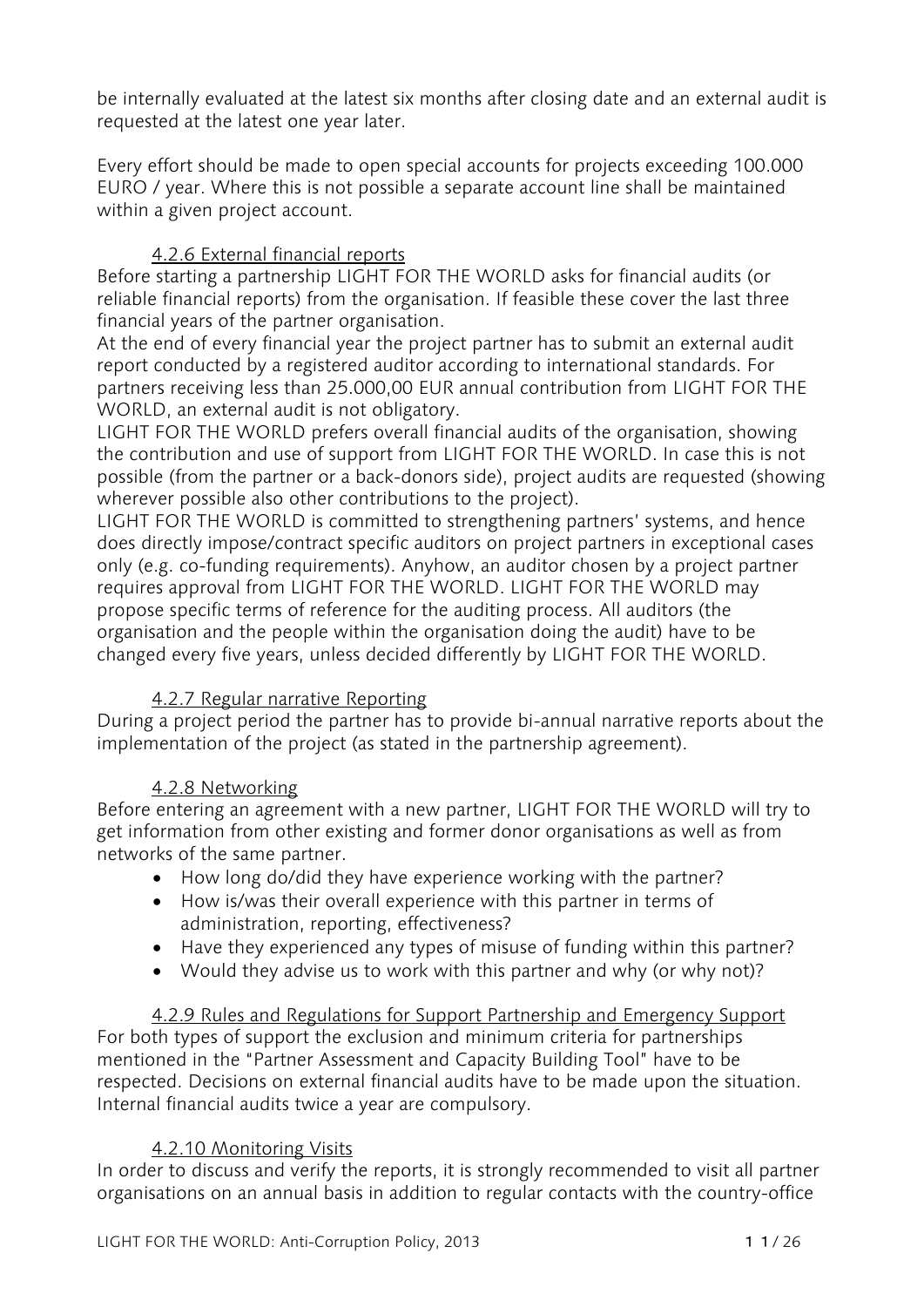be internally evaluated at the latest six months after closing date and an external audit is requested at the latest one year later.

Every effort should be made to open special accounts for projects exceeding 100.000 EURO / year. Where this is not possible a separate account line shall be maintained within a given project account.

#### 4.2.6 External financial reports

Before starting a partnership LIGHT FOR THE WORLD asks for financial audits (or reliable financial reports) from the organisation. If feasible these cover the last three financial years of the partner organisation.
At the end of every financial year the project partner has to submit an external audit report conducted by a registered auditor according to international standards. For partners receiving less than 25.000,00 EUR annual contribution from LIGHT FOR THE WORLD, an external audit is not obligatory.
LIGHT FOR THE WORLD prefers overall financial audits of the organisation, showing the contribution and use of support from LIGHT FOR THE WORLD. In case this is not possible (from the partner or a back-donors side), project audits are requested (showing wherever possible also other contributions to the project).
LIGHT FOR THE WORLD is committed to strengthening partners' systems, and hence does directly impose/contract specific auditors on project partners in exceptional cases only (e.g. co-funding requirements). Anyhow, an auditor chosen by a project partner requires approval from LIGHT FOR THE WORLD. LIGHT FOR THE WORLD may propose specific terms of reference for the auditing process. All auditors (the organisation and the people within the organisation doing the audit) have to be changed every five years, unless decided differently by LIGHT FOR THE WORLD.

#### 4.2.7 Regular narrative Reporting

During a project period the partner has to provide bi-annual narrative reports about the implementation of the project (as stated in the partnership agreement).

#### 4.2.8 Networking

Before entering an agreement with a new partner, LIGHT FOR THE WORLD will try to get information from other existing and former donor organisations as well as from networks of the same partner.

- How long do/did they have experience working with the partner?
- How is/was their overall experience with this partner in terms of administration, reporting, effectiveness?
- Have they experienced any types of misuse of funding within this partner?
- Would they advise us to work with this partner and why (or why not)?

#### 4.2.9 Rules and Regulations for Support Partnership and Emergency Support

For both types of support the exclusion and minimum criteria for partnerships mentioned in the "Partner Assessment and Capacity Building Tool" have to be respected. Decisions on external financial audits have to be made upon the situation. Internal financial audits twice a year are compulsory.

#### 4.2.10 Monitoring Visits

In order to discuss and verify the reports, it is strongly recommended to visit all partner organisations on an annual basis in addition to regular contacts with the country-office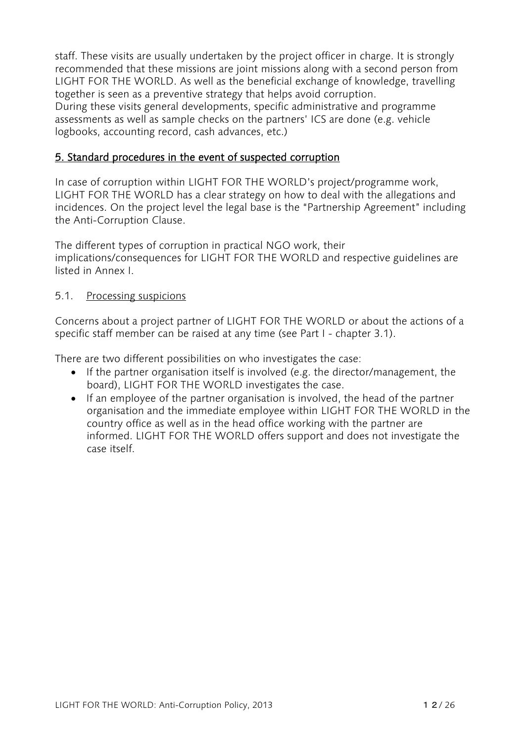staff. These visits are usually undertaken by the project officer in charge. It is strongly recommended that these missions are joint missions along with a second person from LIGHT FOR THE WORLD. As well as the beneficial exchange of knowledge, travelling together is seen as a preventive strategy that helps avoid corruption.
During these visits general developments, specific administrative and programme assessments as well as sample checks on the partners' ICS are done (e.g. vehicle logbooks, accounting record, cash advances, etc.)

## 5. Standard procedures in the event of suspected corruption

In case of corruption within LIGHT FOR THE WORLD's project/programme work, LIGHT FOR THE WORLD has a clear strategy on how to deal with the allegations and incidences. On the project level the legal base is the "Partnership Agreement" including the Anti-Corruption Clause.

The different types of corruption in practical NGO work, their implications/consequences for LIGHT FOR THE WORLD and respective guidelines are listed in Annex I.

### 5.1. Processing suspicions

Concerns about a project partner of LIGHT FOR THE WORLD or about the actions of a specific staff member can be raised at any time (see Part I - chapter 3.1).

There are two different possibilities on who investigates the case:

- If the partner organisation itself is involved (e.g. the director/management, the board), LIGHT FOR THE WORLD investigates the case.
- If an employee of the partner organisation is involved, the head of the partner organisation and the immediate employee within LIGHT FOR THE WORLD in the country office as well as in the head office working with the partner are informed. LIGHT FOR THE WORLD offers support and does not investigate the case itself.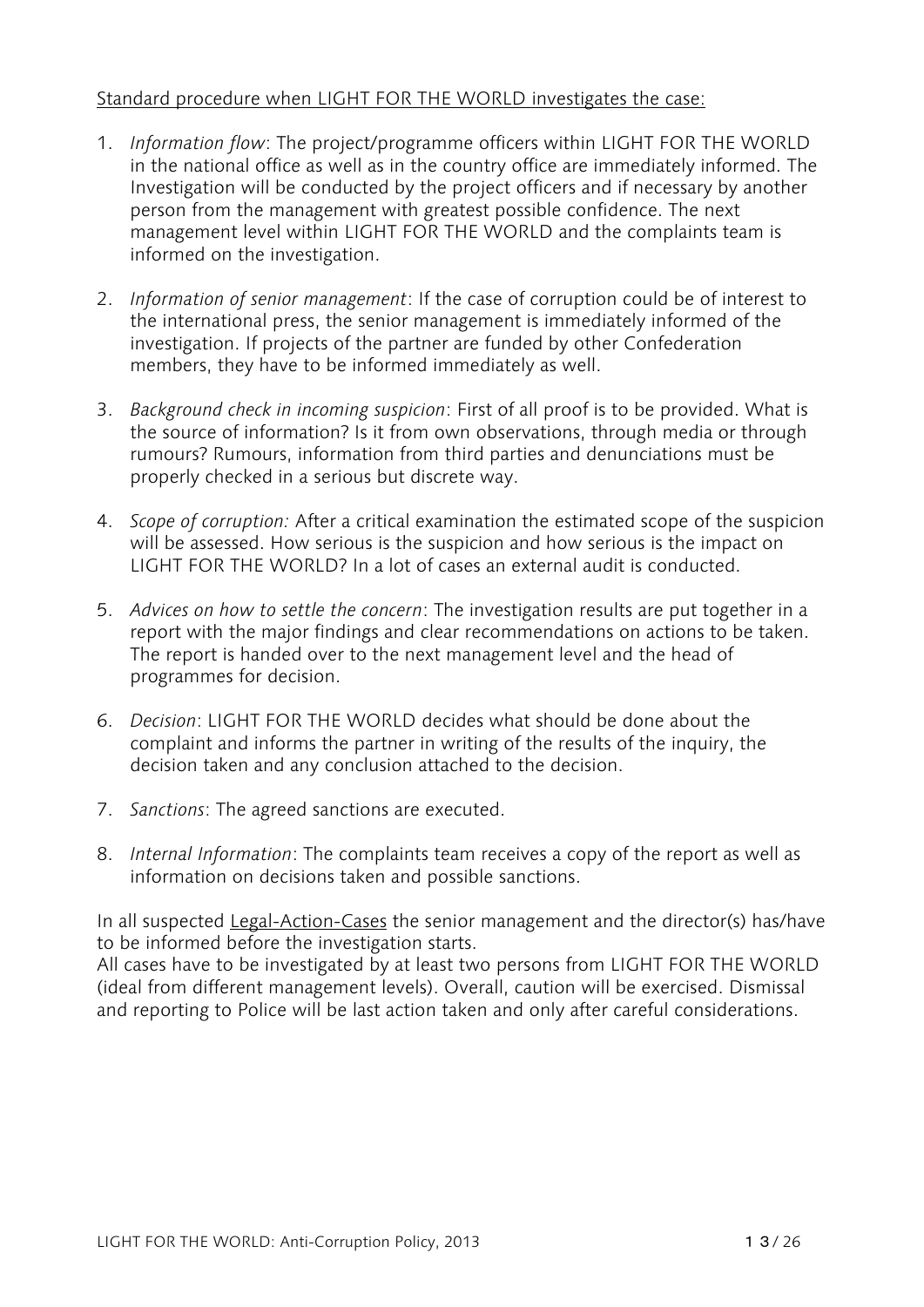<u>Standard procedure when LIGHT FOR THE WORLD investigates the case:</u>

1. *Information flow*: The project/programme officers within LIGHT FOR THE WORLD in the national office as well as in the country office are immediately informed. The Investigation will be conducted by the project officers and if necessary by another person from the management with greatest possible confidence. The next management level within LIGHT FOR THE WORLD and the complaints team is informed on the investigation.

2. *Information of senior management*: If the case of corruption could be of interest to the international press, the senior management is immediately informed of the investigation. If projects of the partner are funded by other Confederation members, they have to be informed immediately as well.

3. *Background check in incoming suspicion*: First of all proof is to be provided. What is the source of information? Is it from own observations, through media or through rumours? Rumours, information from third parties and denunciations must be properly checked in a serious but discrete way.

4. *Scope of corruption:* After a critical examination the estimated scope of the suspicion will be assessed. How serious is the suspicion and how serious is the impact on LIGHT FOR THE WORLD? In a lot of cases an external audit is conducted.

5. *Advices on how to settle the concern*: The investigation results are put together in a report with the major findings and clear recommendations on actions to be taken. The report is handed over to the next management level and the head of programmes for decision.

6. *Decision*: LIGHT FOR THE WORLD decides what should be done about the complaint and informs the partner in writing of the results of the inquiry, the decision taken and any conclusion attached to the decision.

7. *Sanctions*: The agreed sanctions are executed.

8. *Internal Information*: The complaints team receives a copy of the report as well as information on decisions taken and possible sanctions.

In all suspected <u>Legal-Action-Cases</u> the senior management and the director(s) has/have to be informed before the investigation starts.
All cases have to be investigated by at least two persons from LIGHT FOR THE WORLD (ideal from different management levels). Overall, caution will be exercised. Dismissal and reporting to Police will be last action taken and only after careful considerations.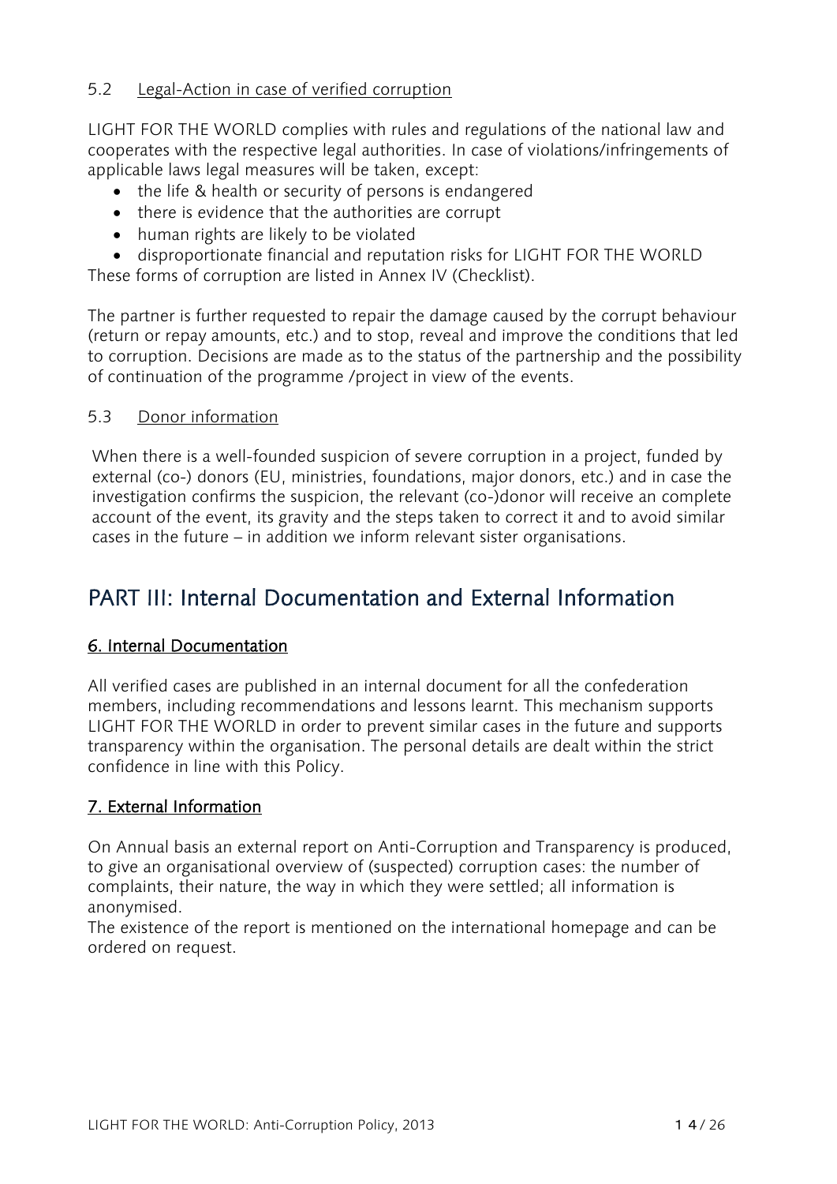### 5.2 Legal-Action in case of verified corruption

LIGHT FOR THE WORLD complies with rules and regulations of the national law and cooperates with the respective legal authorities. In case of violations/infringements of applicable laws legal measures will be taken, except:

- the life & health or security of persons is endangered
- there is evidence that the authorities are corrupt
- human rights are likely to be violated
- disproportionate financial and reputation risks for LIGHT FOR THE WORLD

These forms of corruption are listed in Annex IV (Checklist).

The partner is further requested to repair the damage caused by the corrupt behaviour (return or repay amounts, etc.) and to stop, reveal and improve the conditions that led to corruption. Decisions are made as to the status of the partnership and the possibility of continuation of the programme /project in view of the events.

### 5.3 Donor information

When there is a well-founded suspicion of severe corruption in a project, funded by external (co-) donors (EU, ministries, foundations, major donors, etc.) and in case the investigation confirms the suspicion, the relevant (co-)donor will receive an complete account of the event, its gravity and the steps taken to correct it and to avoid similar cases in the future – in addition we inform relevant sister organisations.

# PART III: Internal Documentation and External Information

## 6. Internal Documentation

All verified cases are published in an internal document for all the confederation members, including recommendations and lessons learnt. This mechanism supports LIGHT FOR THE WORLD in order to prevent similar cases in the future and supports transparency within the organisation. The personal details are dealt within the strict confidence in line with this Policy.

## 7. External Information

On Annual basis an external report on Anti-Corruption and Transparency is produced, to give an organisational overview of (suspected) corruption cases: the number of complaints, their nature, the way in which they were settled; all information is anonymised.

The existence of the report is mentioned on the international homepage and can be ordered on request.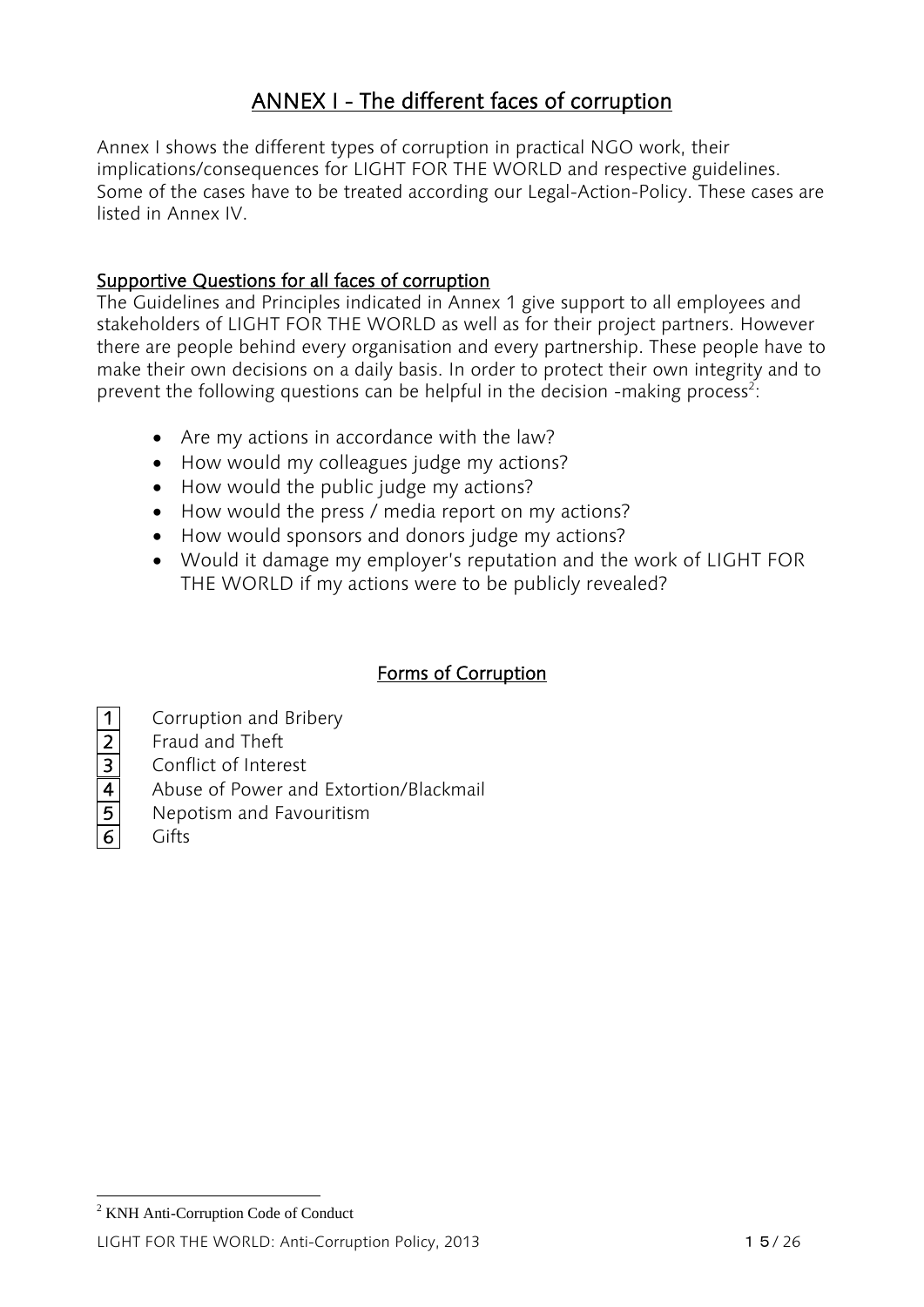# ANNEX I - The different faces of corruption

Annex I shows the different types of corruption in practical NGO work, their implications/consequences for LIGHT FOR THE WORLD and respective guidelines. Some of the cases have to be treated according our Legal-Action-Policy. These cases are listed in Annex IV.

## Supportive Questions for all faces of corruption

The Guidelines and Principles indicated in Annex 1 give support to all employees and stakeholders of LIGHT FOR THE WORLD as well as for their project partners. However there are people behind every organisation and every partnership. These people have to make their own decisions on a daily basis. In order to protect their own integrity and to prevent the following questions can be helpful in the decision -making process[2]:

- Are my actions in accordance with the law?
- How would my colleagues judge my actions?
- How would the public judge my actions?
- How would the press / media report on my actions?
- How would sponsors and donors judge my actions?
- Would it damage my employer's reputation and the work of LIGHT FOR THE WORLD if my actions were to be publicly revealed?

## Forms of Corruption

1. Corruption and Bribery
2. Fraud and Theft
3. Conflict of Interest
4. Abuse of Power and Extortion/Blackmail
5. Nepotism and Favouritism
6. Gifts

[2] KNH Anti-Corruption Code of Conduct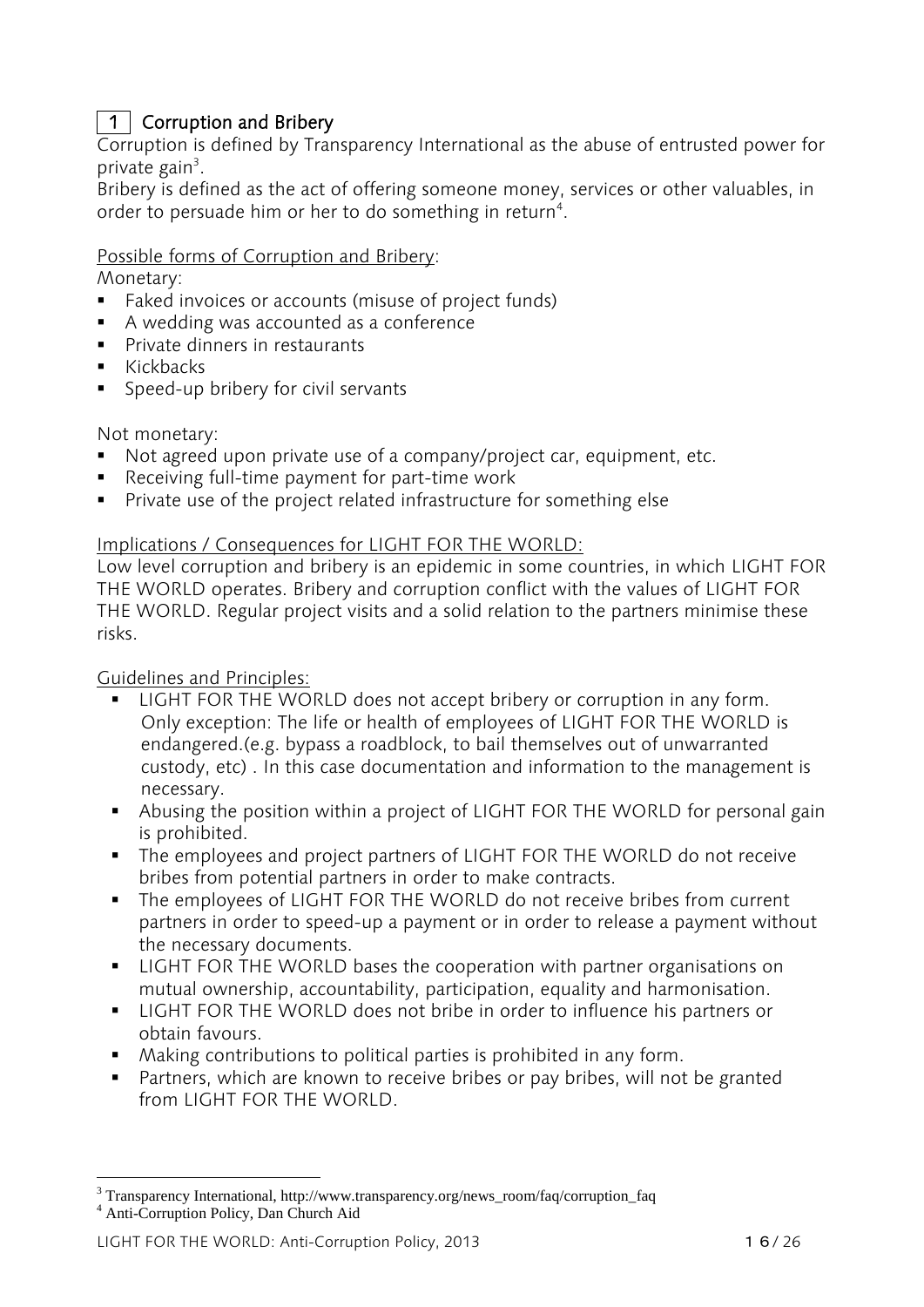## 1 Corruption and Bribery

Corruption is defined by Transparency International as the abuse of entrusted power for private gain[3].

Bribery is defined as the act of offering someone money, services or other valuables, in order to persuade him or her to do something in return[4].

Possible forms of Corruption and Bribery:

Monetary:

- Faked invoices or accounts (misuse of project funds)
- A wedding was accounted as a conference
- Private dinners in restaurants
- Kickbacks
- Speed-up bribery for civil servants

Not monetary:

- Not agreed upon private use of a company/project car, equipment, etc.
- Receiving full-time payment for part-time work
- Private use of the project related infrastructure for something else

Implications / Consequences for LIGHT FOR THE WORLD:

Low level corruption and bribery is an epidemic in some countries, in which LIGHT FOR THE WORLD operates. Bribery and corruption conflict with the values of LIGHT FOR THE WORLD. Regular project visits and a solid relation to the partners minimise these risks.

Guidelines and Principles:

- LIGHT FOR THE WORLD does not accept bribery or corruption in any form. Only exception: The life or health of employees of LIGHT FOR THE WORLD is endangered.(e.g. bypass a roadblock, to bail themselves out of unwarranted custody, etc) . In this case documentation and information to the management is necessary.
- Abusing the position within a project of LIGHT FOR THE WORLD for personal gain is prohibited.
- The employees and project partners of LIGHT FOR THE WORLD do not receive bribes from potential partners in order to make contracts.
- The employees of LIGHT FOR THE WORLD do not receive bribes from current partners in order to speed-up a payment or in order to release a payment without the necessary documents.
- LIGHT FOR THE WORLD bases the cooperation with partner organisations on mutual ownership, accountability, participation, equality and harmonisation.
- LIGHT FOR THE WORLD does not bribe in order to influence his partners or obtain favours.
- Making contributions to political parties is prohibited in any form.
- Partners, which are known to receive bribes or pay bribes, will not be granted from LIGHT FOR THE WORLD.

---

[3] Transparency International, http://www.transparency.org/news_room/faq/corruption_faq

[4] Anti-Corruption Policy, Dan Church Aid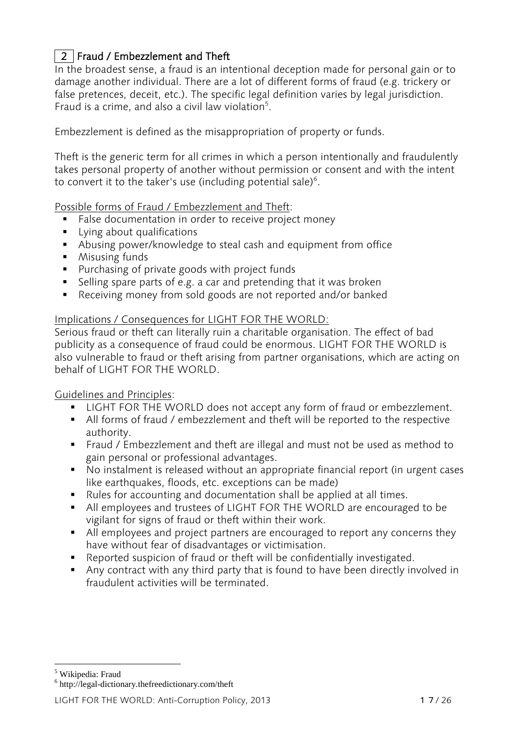## 2 Fraud / Embezzlement and Theft

In the broadest sense, a fraud is an intentional deception made for personal gain or to damage another individual. There are a lot of different forms of fraud (e.g. trickery or false pretences, deceit, etc.). The specific legal definition varies by legal jurisdiction. Fraud is a crime, and also a civil law violation[5].

Embezzlement is defined as the misappropriation of property or funds.

Theft is the generic term for all crimes in which a person intentionally and fraudulently takes personal property of another without permission or consent and with the intent to convert it to the taker's use (including potential sale)[6].

Possible forms of Fraud / Embezzlement and Theft:

- False documentation in order to receive project money
- Lying about qualifications
- Abusing power/knowledge to steal cash and equipment from office
- Misusing funds
- Purchasing of private goods with project funds
- Selling spare parts of e.g. a car and pretending that it was broken
- Receiving money from sold goods are not reported and/or banked

Implications / Consequences for LIGHT FOR THE WORLD:

Serious fraud or theft can literally ruin a charitable organisation. The effect of bad publicity as a consequence of fraud could be enormous. LIGHT FOR THE WORLD is also vulnerable to fraud or theft arising from partner organisations, which are acting on behalf of LIGHT FOR THE WORLD.

Guidelines and Principles:

- LIGHT FOR THE WORLD does not accept any form of fraud or embezzlement.
- All forms of fraud / embezzlement and theft will be reported to the respective authority.
- Fraud / Embezzlement and theft are illegal and must not be used as method to gain personal or professional advantages.
- No instalment is released without an appropriate financial report (in urgent cases like earthquakes, floods, etc. exceptions can be made)
- Rules for accounting and documentation shall be applied at all times.
- All employees and trustees of LIGHT FOR THE WORLD are encouraged to be vigilant for signs of fraud or theft within their work.
- All employees and project partners are encouraged to report any concerns they have without fear of disadvantages or victimisation.
- Reported suspicion of fraud or theft will be confidentially investigated.
- Any contract with any third party that is found to have been directly involved in fraudulent activities will be terminated.

---

[5] Wikipedia: Fraud

[6] http://legal-dictionary.thefreedictionary.com/theft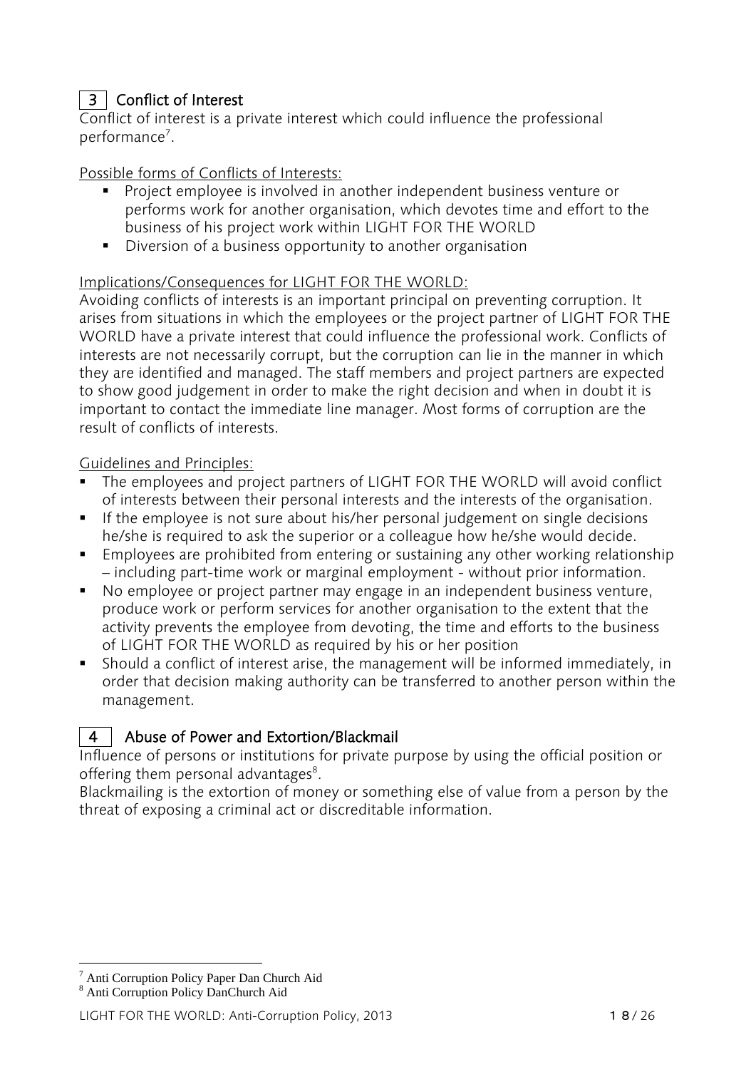## 3 Conflict of Interest

Conflict of interest is a private interest which could influence the professional performance[7].

Possible forms of Conflicts of Interests:

- Project employee is involved in another independent business venture or performs work for another organisation, which devotes time and effort to the business of his project work within LIGHT FOR THE WORLD
- Diversion of a business opportunity to another organisation

Implications/Consequences for LIGHT FOR THE WORLD:

Avoiding conflicts of interests is an important principal on preventing corruption. It arises from situations in which the employees or the project partner of LIGHT FOR THE WORLD have a private interest that could influence the professional work. Conflicts of interests are not necessarily corrupt, but the corruption can lie in the manner in which they are identified and managed. The staff members and project partners are expected to show good judgement in order to make the right decision and when in doubt it is important to contact the immediate line manager. Most forms of corruption are the result of conflicts of interests.

Guidelines and Principles:

- The employees and project partners of LIGHT FOR THE WORLD will avoid conflict of interests between their personal interests and the interests of the organisation.
- If the employee is not sure about his/her personal judgement on single decisions he/she is required to ask the superior or a colleague how he/she would decide.
- Employees are prohibited from entering or sustaining any other working relationship – including part-time work or marginal employment - without prior information.
- No employee or project partner may engage in an independent business venture, produce work or perform services for another organisation to the extent that the activity prevents the employee from devoting, the time and efforts to the business of LIGHT FOR THE WORLD as required by his or her position
- Should a conflict of interest arise, the management will be informed immediately, in order that decision making authority can be transferred to another person within the management.

## 4 Abuse of Power and Extortion/Blackmail

Influence of persons or institutions for private purpose by using the official position or offering them personal advantages[8].

Blackmailing is the extortion of money or something else of value from a person by the threat of exposing a criminal act or discreditable information.

---

[7] Anti Corruption Policy Paper Dan Church Aid

[8] Anti Corruption Policy DanChurch Aid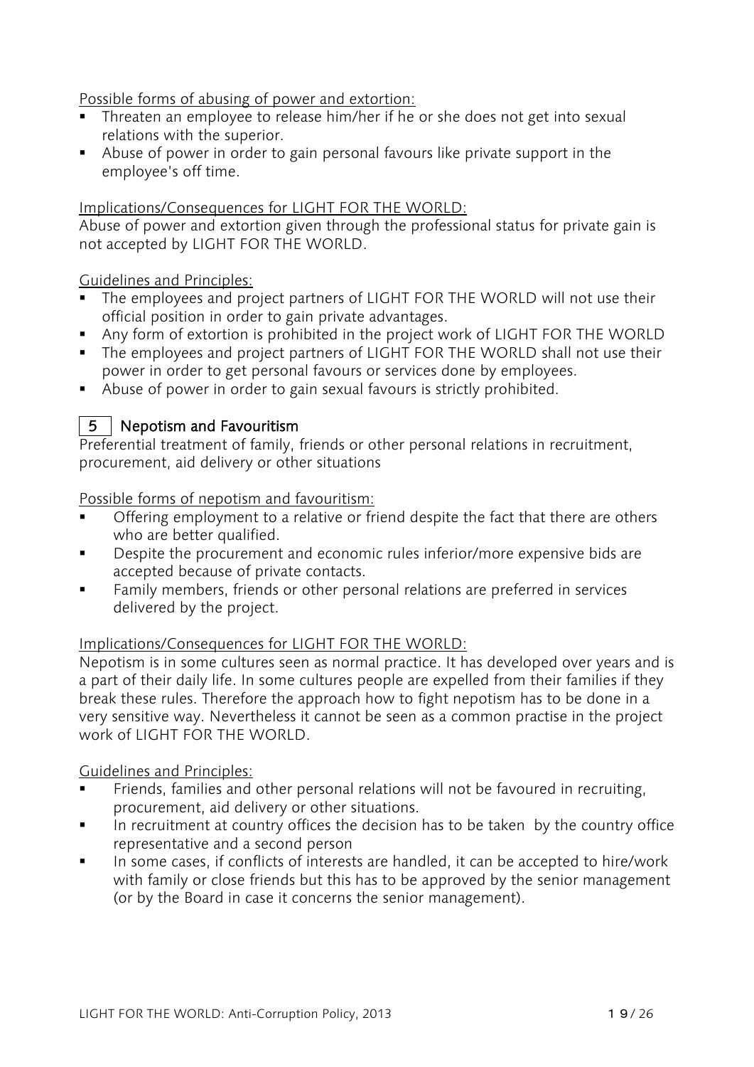Possible forms of abusing of power and extortion:

- Threaten an employee to release him/her if he or she does not get into sexual relations with the superior.
- Abuse of power in order to gain personal favours like private support in the employee's off time.

Implications/Consequences for LIGHT FOR THE WORLD:

Abuse of power and extortion given through the professional status for private gain is not accepted by LIGHT FOR THE WORLD.

Guidelines and Principles:

- The employees and project partners of LIGHT FOR THE WORLD will not use their official position in order to gain private advantages.
- Any form of extortion is prohibited in the project work of LIGHT FOR THE WORLD
- The employees and project partners of LIGHT FOR THE WORLD shall not use their power in order to get personal favours or services done by employees.
- Abuse of power in order to gain sexual favours is strictly prohibited.

## 5 Nepotism and Favouritism

Preferential treatment of family, friends or other personal relations in recruitment, procurement, aid delivery or other situations

Possible forms of nepotism and favouritism:

- Offering employment to a relative or friend despite the fact that there are others who are better qualified.
- Despite the procurement and economic rules inferior/more expensive bids are accepted because of private contacts.
- Family members, friends or other personal relations are preferred in services delivered by the project.

Implications/Consequences for LIGHT FOR THE WORLD:

Nepotism is in some cultures seen as normal practice. It has developed over years and is a part of their daily life. In some cultures people are expelled from their families if they break these rules. Therefore the approach how to fight nepotism has to be done in a very sensitive way. Nevertheless it cannot be seen as a common practise in the project work of LIGHT FOR THE WORLD.

Guidelines and Principles:

- Friends, families and other personal relations will not be favoured in recruiting, procurement, aid delivery or other situations.
- In recruitment at country offices the decision has to be taken by the country office representative and a second person
- In some cases, if conflicts of interests are handled, it can be accepted to hire/work with family or close friends but this has to be approved by the senior management (or by the Board in case it concerns the senior management).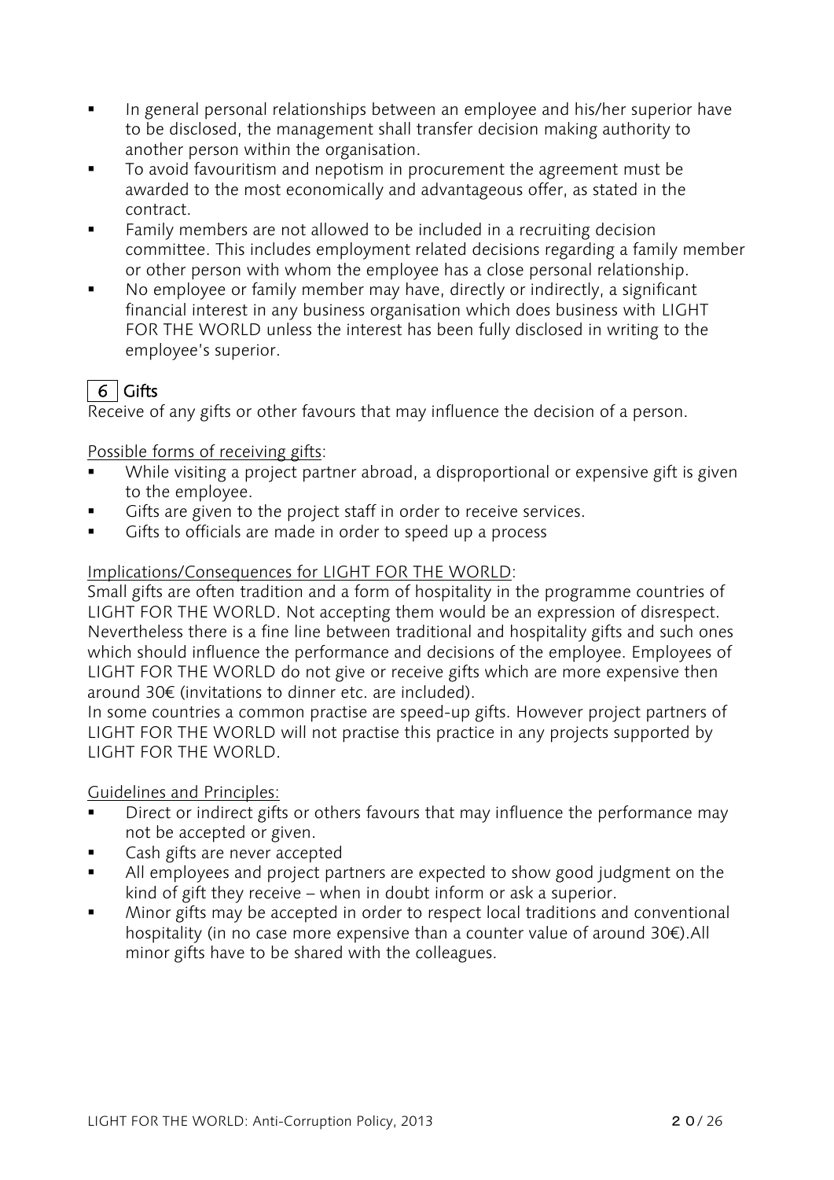- In general personal relationships between an employee and his/her superior have to be disclosed, the management shall transfer decision making authority to another person within the organisation.
- To avoid favouritism and nepotism in procurement the agreement must be awarded to the most economically and advantageous offer, as stated in the contract.
- Family members are not allowed to be included in a recruiting decision committee. This includes employment related decisions regarding a family member or other person with whom the employee has a close personal relationship.
- No employee or family member may have, directly or indirectly, a significant financial interest in any business organisation which does business with LIGHT FOR THE WORLD unless the interest has been fully disclosed in writing to the employee's superior.

## 6 Gifts

Receive of any gifts or other favours that may influence the decision of a person.

Possible forms of receiving gifts:

- While visiting a project partner abroad, a disproportional or expensive gift is given to the employee.
- Gifts are given to the project staff in order to receive services.
- Gifts to officials are made in order to speed up a process

Implications/Consequences for LIGHT FOR THE WORLD:

Small gifts are often tradition and a form of hospitality in the programme countries of LIGHT FOR THE WORLD. Not accepting them would be an expression of disrespect. Nevertheless there is a fine line between traditional and hospitality gifts and such ones which should influence the performance and decisions of the employee. Employees of LIGHT FOR THE WORLD do not give or receive gifts which are more expensive then around 30€ (invitations to dinner etc. are included).

In some countries a common practise are speed-up gifts. However project partners of LIGHT FOR THE WORLD will not practise this practice in any projects supported by LIGHT FOR THE WORLD.

Guidelines and Principles:

- Direct or indirect gifts or others favours that may influence the performance may not be accepted or given.
- Cash gifts are never accepted
- All employees and project partners are expected to show good judgment on the kind of gift they receive – when in doubt inform or ask a superior.
- Minor gifts may be accepted in order to respect local traditions and conventional hospitality (in no case more expensive than a counter value of around 30€).All minor gifts have to be shared with the colleagues.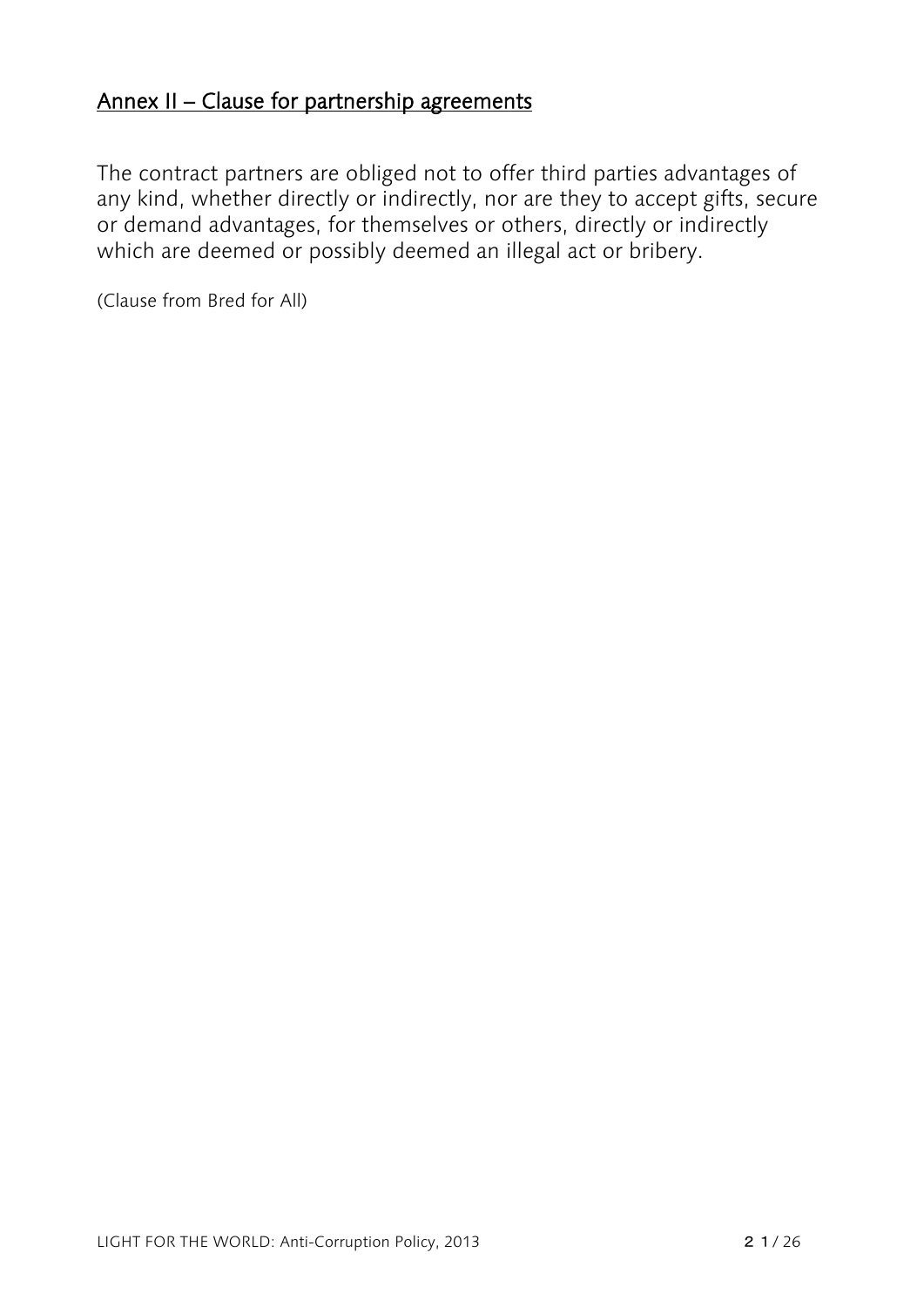## Annex II – Clause for partnership agreements

The contract partners are obliged not to offer third parties advantages of any kind, whether directly or indirectly, nor are they to accept gifts, secure or demand advantages, for themselves or others, directly or indirectly which are deemed or possibly deemed an illegal act or bribery.

(Clause from Bred for All)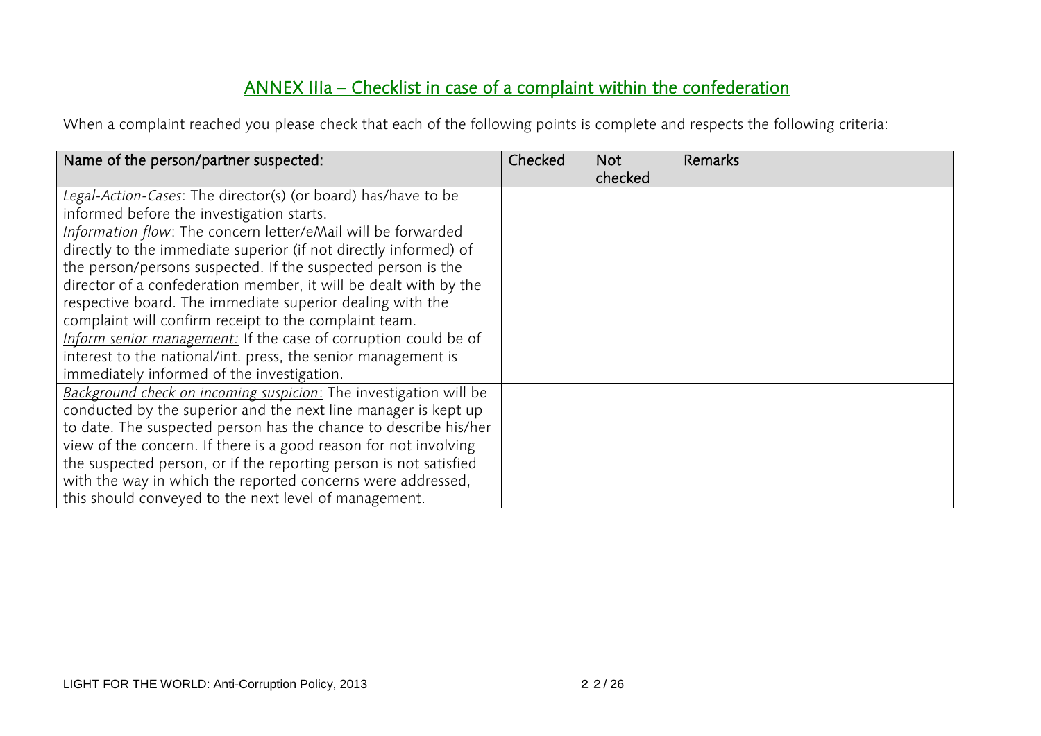## ANNEX IIIa – Checklist in case of a complaint within the confederation

When a complaint reached you please check that each of the following points is complete and respects the following criteria:

| Name of the person/partner suspected: | Checked | Not checked | Remarks |
|---|---|---|---|
| *Legal-Action-Cases*: The director(s) (or board) has/have to be informed before the investigation starts. | | | |
| *Information flow*: The concern letter/eMail will be forwarded directly to the immediate superior (if not directly informed) of the person/persons suspected. If the suspected person is the director of a confederation member, it will be dealt with by the respective board. The immediate superior dealing with the complaint will confirm receipt to the complaint team. | | | |
| *Inform senior management:* If the case of corruption could be of interest to the national/int. press, the senior management is immediately informed of the investigation. | | | |
| *Background check on incoming suspicion*: The investigation will be conducted by the superior and the next line manager is kept up to date. The suspected person has the chance to describe his/her view of the concern. If there is a good reason for not involving the suspected person, or if the reporting person is not satisfied with the way in which the reported concerns were addressed, this should conveyed to the next level of management. | | | |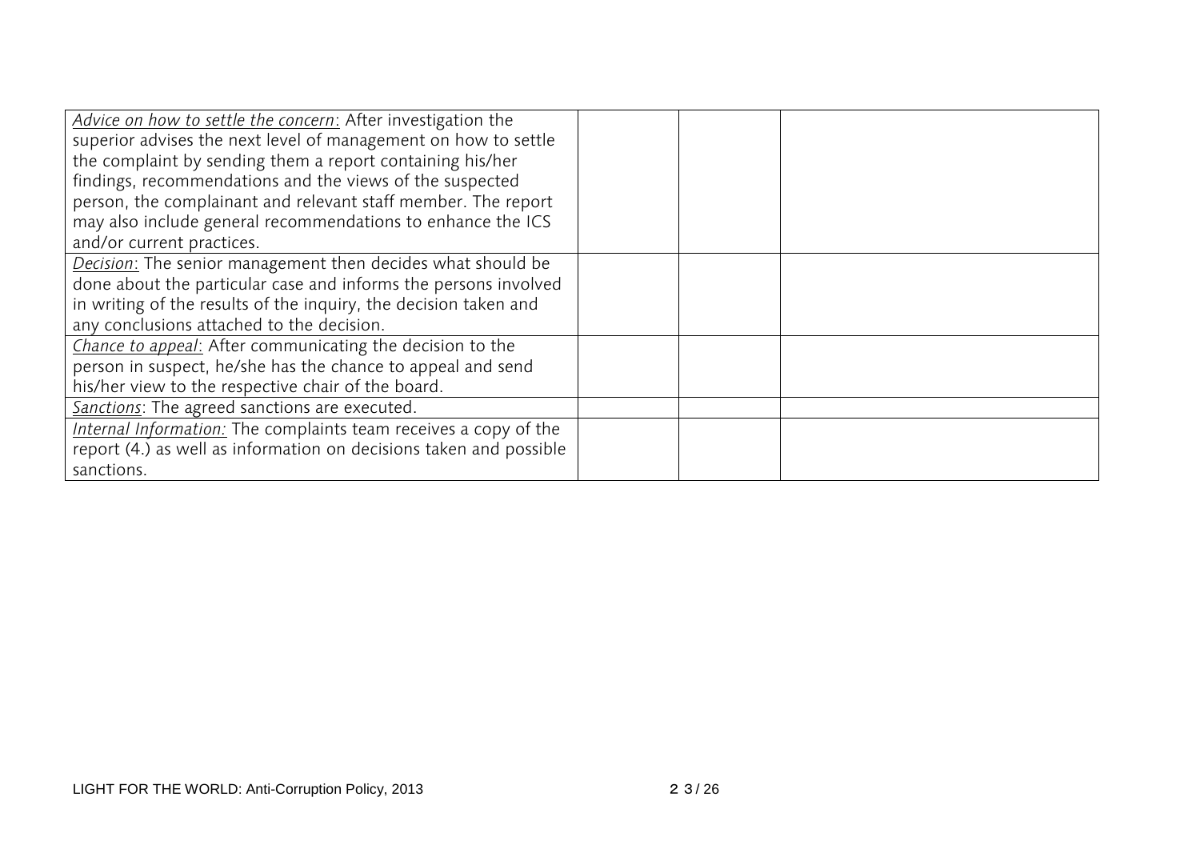| | | | |
|---|---|---|---|
| *Advice on how to settle the concern*: After investigation the superior advises the next level of management on how to settle the complaint by sending them a report containing his/her findings, recommendations and the views of the suspected person, the complainant and relevant staff member. The report may also include general recommendations to enhance the ICS and/or current practices. | | | |
| *Decision*: The senior management then decides what should be done about the particular case and informs the persons involved in writing of the results of the inquiry, the decision taken and any conclusions attached to the decision. | | | |
| *Chance to appeal*: After communicating the decision to the person in suspect, he/she has the chance to appeal and send his/her view to the respective chair of the board. | | | |
| *Sanctions*: The agreed sanctions are executed. | | | |
| *Internal Information:* The complaints team receives a copy of the report (4.) as well as information on decisions taken and possible sanctions. | | | |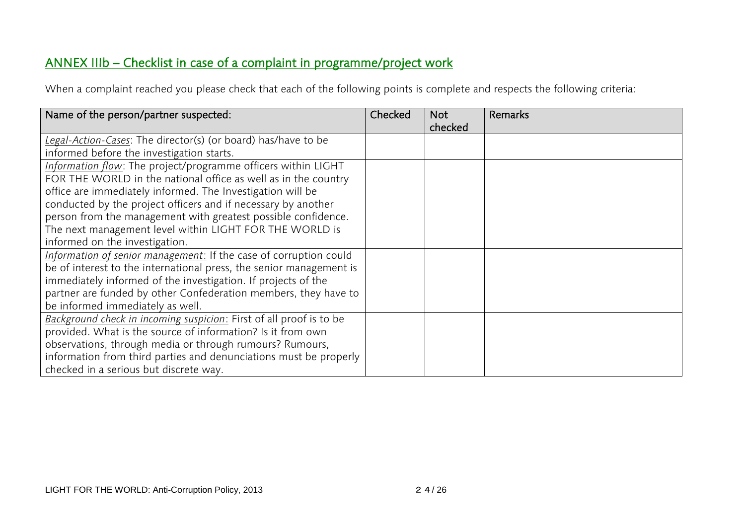## ANNEX IIIb – Checklist in case of a complaint in programme/project work

When a complaint reached you please check that each of the following points is complete and respects the following criteria:

| Name of the person/partner suspected: | Checked | Not checked | Remarks |
|---|---|---|---|
| *Legal-Action-Cases*: The director(s) (or board) has/have to be informed before the investigation starts. | | | |
| *Information flow*: The project/programme officers within LIGHT FOR THE WORLD in the national office as well as in the country office are immediately informed. The Investigation will be conducted by the project officers and if necessary by another person from the management with greatest possible confidence. The next management level within LIGHT FOR THE WORLD is informed on the investigation. | | | |
| *Information of senior management*: If the case of corruption could be of interest to the international press, the senior management is immediately informed of the investigation. If projects of the partner are funded by other Confederation members, they have to be informed immediately as well. | | | |
| *Background check in incoming suspicion*: First of all proof is to be provided. What is the source of information? Is it from own observations, through media or through rumours? Rumours, information from third parties and denunciations must be properly checked in a serious but discrete way. | | | |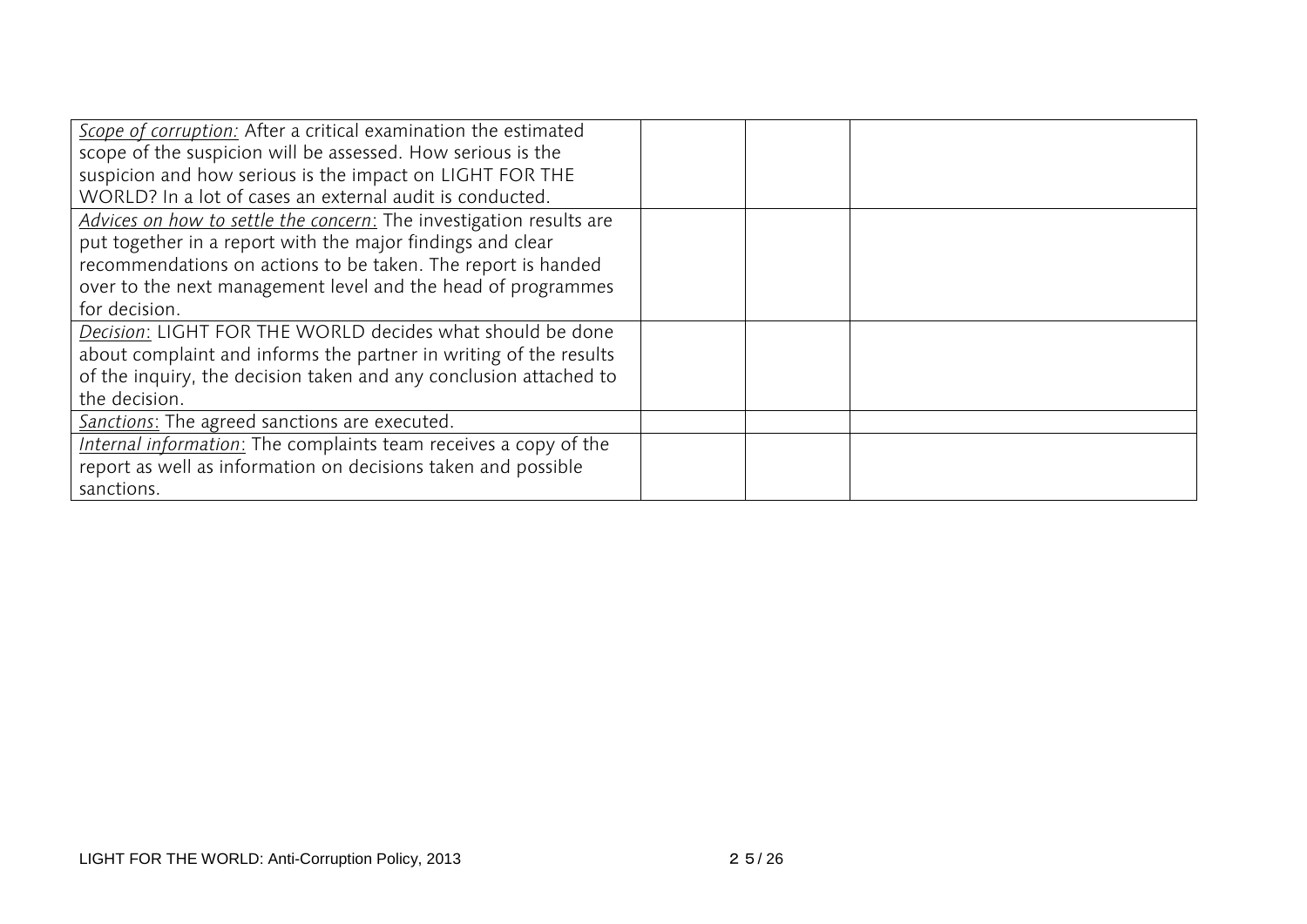| | | | |
|---|---|---|---|
| _Scope of corruption:_ After a critical examination the estimated scope of the suspicion will be assessed. How serious is the suspicion and how serious is the impact on LIGHT FOR THE WORLD? In a lot of cases an external audit is conducted. | | | |
| _Advices on how to settle the concern_: The investigation results are put together in a report with the major findings and clear recommendations on actions to be taken. The report is handed over to the next management level and the head of programmes for decision. | | | |
| _Decision_: LIGHT FOR THE WORLD decides what should be done about complaint and informs the partner in writing of the results of the inquiry, the decision taken and any conclusion attached to the decision. | | | |
| _Sanctions_: The agreed sanctions are executed. | | | |
| _Internal information_: The complaints team receives a copy of the report as well as information on decisions taken and possible sanctions. | | | |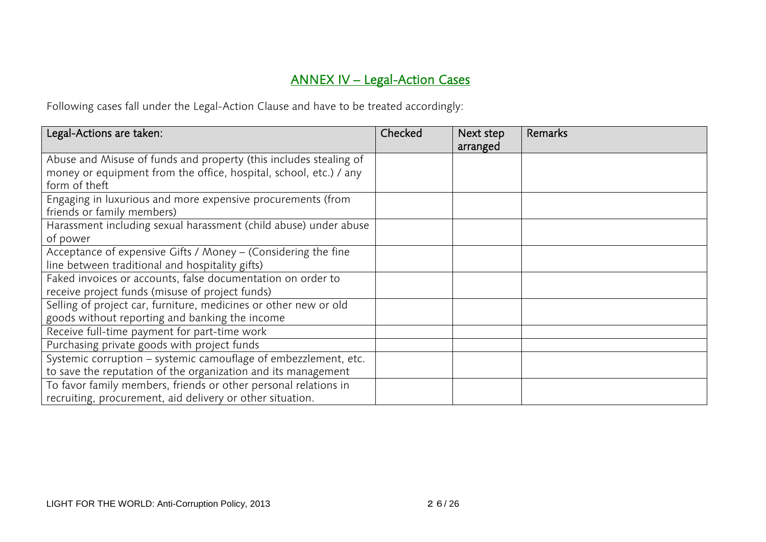## ANNEX IV – Legal-Action Cases

Following cases fall under the Legal-Action Clause and have to be treated accordingly:

| Legal-Actions are taken: | Checked | Next step arranged | Remarks |
|---|---|---|---|
| Abuse and Misuse of funds and property (this includes stealing of money or equipment from the office, hospital, school, etc.) / any form of theft | | | |
| Engaging in luxurious and more expensive procurements (from friends or family members) | | | |
| Harassment including sexual harassment (child abuse) under abuse of power | | | |
| Acceptance of expensive Gifts / Money – (Considering the fine line between traditional and hospitality gifts) | | | |
| Faked invoices or accounts, false documentation on order to receive project funds (misuse of project funds) | | | |
| Selling of project car, furniture, medicines or other new or old goods without reporting and banking the income | | | |
| Receive full-time payment for part-time work | | | |
| Purchasing private goods with project funds | | | |
| Systemic corruption – systemic camouflage of embezzlement, etc. to save the reputation of the organization and its management | | | |
| To favor family members, friends or other personal relations in recruiting, procurement, aid delivery or other situation. | | | |